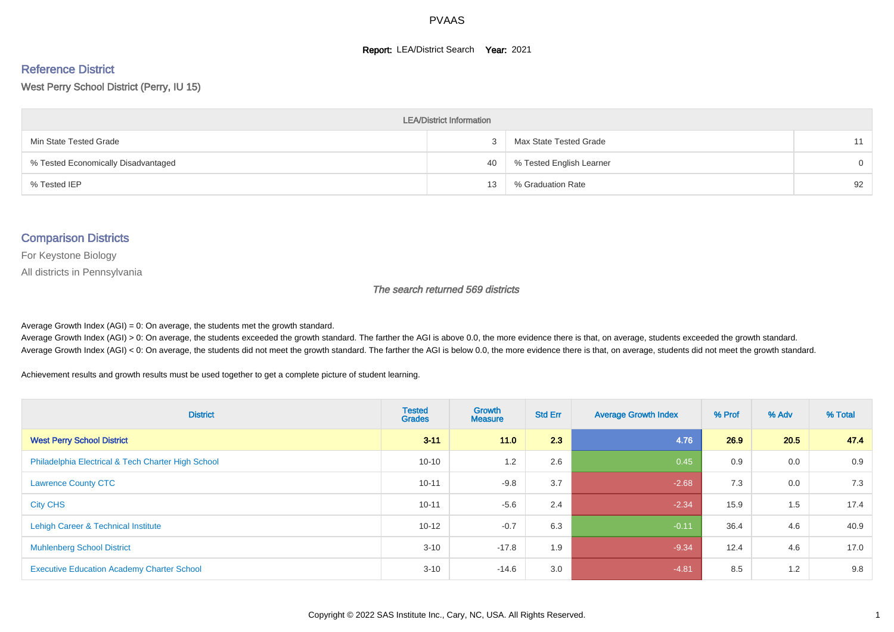# PVAAS

**Report:** LEA/District Search **Year:** 2021

## Reference District

West Perry School District (Perry, IU 15)

| LEA/District Information | | | |
|---|---|---|---|
| Min State Tested Grade | 3 | Max State Tested Grade | 11 |
| % Tested Economically Disadvantaged | 40 | % Tested English Learner | 0 |
| % Tested IEP | 13 | % Graduation Rate | 92 |

## Comparison Districts

For Keystone Biology

All districts in Pennsylvania

*The search returned 569 districts*

Average Growth Index (AGI) = 0: On average, the students met the growth standard.
Average Growth Index (AGI) > 0: On average, the students exceeded the growth standard. The farther the AGI is above 0.0, the more evidence there is that, on average, students exceeded the growth standard.
Average Growth Index (AGI) < 0: On average, the students did not meet the growth standard. The farther the AGI is below 0.0, the more evidence there is that, on average, students did not meet the growth standard.

Achievement results and growth results must be used together to get a complete picture of student learning.

| District | Tested Grades | Growth Measure | Std Err | Average Growth Index | % Prof | % Adv | % Total |
|---|---|---|---|---|---|---|---|
| **West Perry School District** | **3-11** | **11.0** | **2.3** | **4.76** | **26.9** | **20.5** | **47.4** |
| Philadelphia Electrical & Tech Charter High School | 10-10 | 1.2 | 2.6 | 0.45 | 0.9 | 0.0 | 0.9 |
| Lawrence County CTC | 10-11 | -9.8 | 3.7 | -2.68 | 7.3 | 0.0 | 7.3 |
| City CHS | 10-11 | -5.6 | 2.4 | -2.34 | 15.9 | 1.5 | 17.4 |
| Lehigh Career & Technical Institute | 10-12 | -0.7 | 6.3 | -0.11 | 36.4 | 4.6 | 40.9 |
| Muhlenberg School District | 3-10 | -17.8 | 1.9 | -9.34 | 12.4 | 4.6 | 17.0 |
| Executive Education Academy Charter School | 3-10 | -14.6 | 3.0 | -4.81 | 8.5 | 1.2 | 9.8 |

Copyright © 2022 SAS Institute Inc., Cary, NC, USA. All Rights Reserved.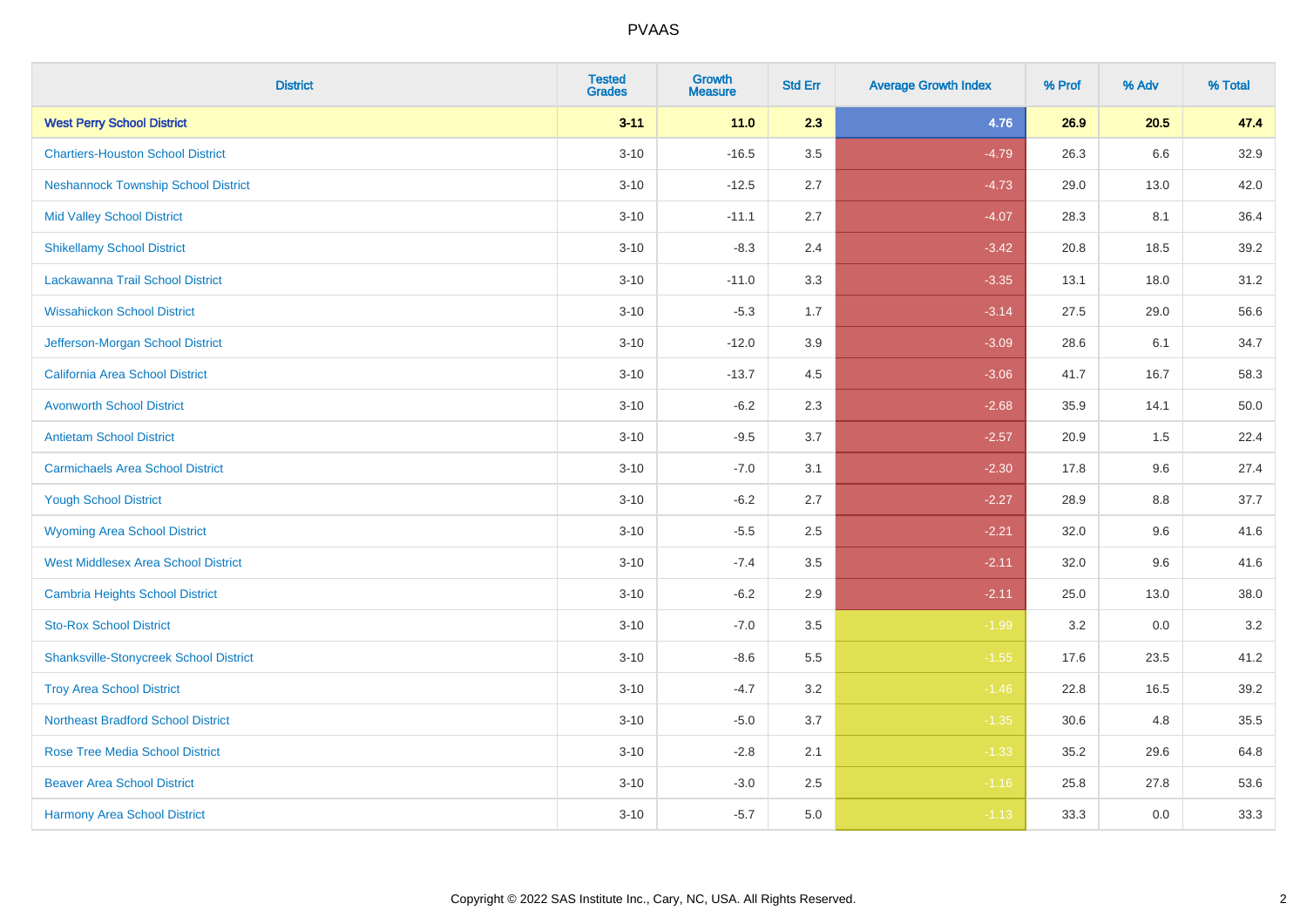| District | Tested Grades | Growth Measure | Std Err | Average Growth Index | % Prof | % Adv | % Total |
|---|---|---|---|---|---|---|---|
| **West Perry School District** | **3-11** | **11.0** | **2.3** | **4.76** | **26.9** | **20.5** | **47.4** |
| Chartiers-Houston School District | 3-10 | -16.5 | 3.5 | -4.79 | 26.3 | 6.6 | 32.9 |
| Neshannock Township School District | 3-10 | -12.5 | 2.7 | -4.73 | 29.0 | 13.0 | 42.0 |
| Mid Valley School District | 3-10 | -11.1 | 2.7 | -4.07 | 28.3 | 8.1 | 36.4 |
| Shikellamy School District | 3-10 | -8.3 | 2.4 | -3.42 | 20.8 | 18.5 | 39.2 |
| Lackawanna Trail School District | 3-10 | -11.0 | 3.3 | -3.35 | 13.1 | 18.0 | 31.2 |
| Wissahickon School District | 3-10 | -5.3 | 1.7 | -3.14 | 27.5 | 29.0 | 56.6 |
| Jefferson-Morgan School District | 3-10 | -12.0 | 3.9 | -3.09 | 28.6 | 6.1 | 34.7 |
| California Area School District | 3-10 | -13.7 | 4.5 | -3.06 | 41.7 | 16.7 | 58.3 |
| Avonworth School District | 3-10 | -6.2 | 2.3 | -2.68 | 35.9 | 14.1 | 50.0 |
| Antietam School District | 3-10 | -9.5 | 3.7 | -2.57 | 20.9 | 1.5 | 22.4 |
| Carmichaels Area School District | 3-10 | -7.0 | 3.1 | -2.30 | 17.8 | 9.6 | 27.4 |
| Yough School District | 3-10 | -6.2 | 2.7 | -2.27 | 28.9 | 8.8 | 37.7 |
| Wyoming Area School District | 3-10 | -5.5 | 2.5 | -2.21 | 32.0 | 9.6 | 41.6 |
| West Middlesex Area School District | 3-10 | -7.4 | 3.5 | -2.11 | 32.0 | 9.6 | 41.6 |
| Cambria Heights School District | 3-10 | -6.2 | 2.9 | -2.11 | 25.0 | 13.0 | 38.0 |
| Sto-Rox School District | 3-10 | -7.0 | 3.5 | -1.99 | 3.2 | 0.0 | 3.2 |
| Shanksville-Stonycreek School District | 3-10 | -8.6 | 5.5 | -1.55 | 17.6 | 23.5 | 41.2 |
| Troy Area School District | 3-10 | -4.7 | 3.2 | -1.46 | 22.8 | 16.5 | 39.2 |
| Northeast Bradford School District | 3-10 | -5.0 | 3.7 | -1.35 | 30.6 | 4.8 | 35.5 |
| Rose Tree Media School District | 3-10 | -2.8 | 2.1 | -1.33 | 35.2 | 29.6 | 64.8 |
| Beaver Area School District | 3-10 | -3.0 | 2.5 | -1.16 | 25.8 | 27.8 | 53.6 |
| Harmony Area School District | 3-10 | -5.7 | 5.0 | -1.13 | 33.3 | 0.0 | 33.3 |

Copyright © 2022 SAS Institute Inc., Cary, NC, USA. All Rights Reserved.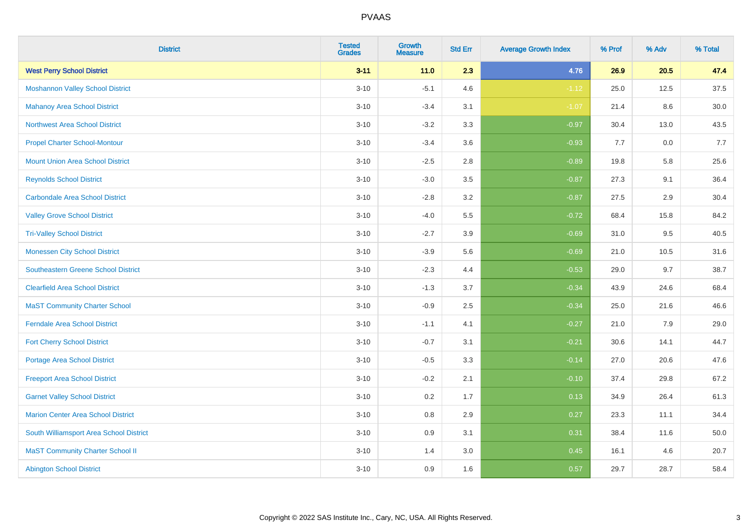| District | Tested Grades | Growth Measure | Std Err | Average Growth Index | % Prof | % Adv | % Total |
|---|---|---|---|---|---|---|---|
| **West Perry School District** | **3-11** | **11.0** | **2.3** | **4.76** | **26.9** | **20.5** | **47.4** |
| Moshannon Valley School District | 3-10 | -5.1 | 4.6 | -1.12 | 25.0 | 12.5 | 37.5 |
| Mahanoy Area School District | 3-10 | -3.4 | 3.1 | -1.07 | 21.4 | 8.6 | 30.0 |
| Northwest Area School District | 3-10 | -3.2 | 3.3 | -0.97 | 30.4 | 13.0 | 43.5 |
| Propel Charter School-Montour | 3-10 | -3.4 | 3.6 | -0.93 | 7.7 | 0.0 | 7.7 |
| Mount Union Area School District | 3-10 | -2.5 | 2.8 | -0.89 | 19.8 | 5.8 | 25.6 |
| Reynolds School District | 3-10 | -3.0 | 3.5 | -0.87 | 27.3 | 9.1 | 36.4 |
| Carbondale Area School District | 3-10 | -2.8 | 3.2 | -0.87 | 27.5 | 2.9 | 30.4 |
| Valley Grove School District | 3-10 | -4.0 | 5.5 | -0.72 | 68.4 | 15.8 | 84.2 |
| Tri-Valley School District | 3-10 | -2.7 | 3.9 | -0.69 | 31.0 | 9.5 | 40.5 |
| Monessen City School District | 3-10 | -3.9 | 5.6 | -0.69 | 21.0 | 10.5 | 31.6 |
| Southeastern Greene School District | 3-10 | -2.3 | 4.4 | -0.53 | 29.0 | 9.7 | 38.7 |
| Clearfield Area School District | 3-10 | -1.3 | 3.7 | -0.34 | 43.9 | 24.6 | 68.4 |
| MaST Community Charter School | 3-10 | -0.9 | 2.5 | -0.34 | 25.0 | 21.6 | 46.6 |
| Ferndale Area School District | 3-10 | -1.1 | 4.1 | -0.27 | 21.0 | 7.9 | 29.0 |
| Fort Cherry School District | 3-10 | -0.7 | 3.1 | -0.21 | 30.6 | 14.1 | 44.7 |
| Portage Area School District | 3-10 | -0.5 | 3.3 | -0.14 | 27.0 | 20.6 | 47.6 |
| Freeport Area School District | 3-10 | -0.2 | 2.1 | -0.10 | 37.4 | 29.8 | 67.2 |
| Garnet Valley School District | 3-10 | 0.2 | 1.7 | 0.13 | 34.9 | 26.4 | 61.3 |
| Marion Center Area School District | 3-10 | 0.8 | 2.9 | 0.27 | 23.3 | 11.1 | 34.4 |
| South Williamsport Area School District | 3-10 | 0.9 | 3.1 | 0.31 | 38.4 | 11.6 | 50.0 |
| MaST Community Charter School II | 3-10 | 1.4 | 3.0 | 0.45 | 16.1 | 4.6 | 20.7 |
| Abington School District | 3-10 | 0.9 | 1.6 | 0.57 | 29.7 | 28.7 | 58.4 |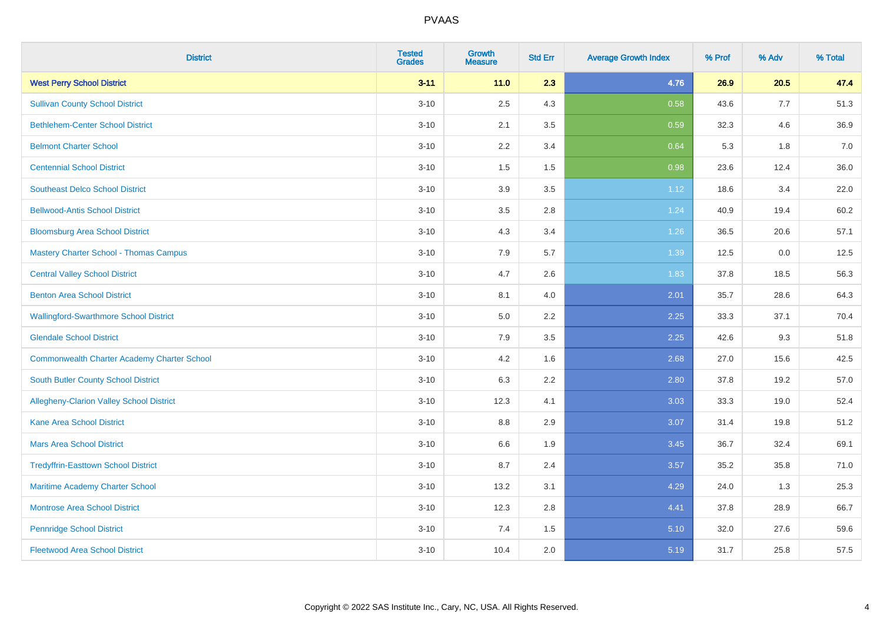PVAAS

| District | Tested Grades | Growth Measure | Std Err | Average Growth Index | % Prof | % Adv | % Total |
|---|---|---|---|---|---|---|---|
| **West Perry School District** | **3-11** | **11.0** | **2.3** | **4.76** | **26.9** | **20.5** | **47.4** |
| Sullivan County School District | 3-10 | 2.5 | 4.3 | 0.58 | 43.6 | 7.7 | 51.3 |
| Bethlehem-Center School District | 3-10 | 2.1 | 3.5 | 0.59 | 32.3 | 4.6 | 36.9 |
| Belmont Charter School | 3-10 | 2.2 | 3.4 | 0.64 | 5.3 | 1.8 | 7.0 |
| Centennial School District | 3-10 | 1.5 | 1.5 | 0.98 | 23.6 | 12.4 | 36.0 |
| Southeast Delco School District | 3-10 | 3.9 | 3.5 | 1.12 | 18.6 | 3.4 | 22.0 |
| Bellwood-Antis School District | 3-10 | 3.5 | 2.8 | 1.24 | 40.9 | 19.4 | 60.2 |
| Bloomsburg Area School District | 3-10 | 4.3 | 3.4 | 1.26 | 36.5 | 20.6 | 57.1 |
| Mastery Charter School - Thomas Campus | 3-10 | 7.9 | 5.7 | 1.39 | 12.5 | 0.0 | 12.5 |
| Central Valley School District | 3-10 | 4.7 | 2.6 | 1.83 | 37.8 | 18.5 | 56.3 |
| Benton Area School District | 3-10 | 8.1 | 4.0 | 2.01 | 35.7 | 28.6 | 64.3 |
| Wallingford-Swarthmore School District | 3-10 | 5.0 | 2.2 | 2.25 | 33.3 | 37.1 | 70.4 |
| Glendale School District | 3-10 | 7.9 | 3.5 | 2.25 | 42.6 | 9.3 | 51.8 |
| Commonwealth Charter Academy Charter School | 3-10 | 4.2 | 1.6 | 2.68 | 27.0 | 15.6 | 42.5 |
| South Butler County School District | 3-10 | 6.3 | 2.2 | 2.80 | 37.8 | 19.2 | 57.0 |
| Allegheny-Clarion Valley School District | 3-10 | 12.3 | 4.1 | 3.03 | 33.3 | 19.0 | 52.4 |
| Kane Area School District | 3-10 | 8.8 | 2.9 | 3.07 | 31.4 | 19.8 | 51.2 |
| Mars Area School District | 3-10 | 6.6 | 1.9 | 3.45 | 36.7 | 32.4 | 69.1 |
| Tredyffrin-Easttown School District | 3-10 | 8.7 | 2.4 | 3.57 | 35.2 | 35.8 | 71.0 |
| Maritime Academy Charter School | 3-10 | 13.2 | 3.1 | 4.29 | 24.0 | 1.3 | 25.3 |
| Montrose Area School District | 3-10 | 12.3 | 2.8 | 4.41 | 37.8 | 28.9 | 66.7 |
| Pennridge School District | 3-10 | 7.4 | 1.5 | 5.10 | 32.0 | 27.6 | 59.6 |
| Fleetwood Area School District | 3-10 | 10.4 | 2.0 | 5.19 | 31.7 | 25.8 | 57.5 |

Copyright © 2022 SAS Institute Inc., Cary, NC, USA. All Rights Reserved.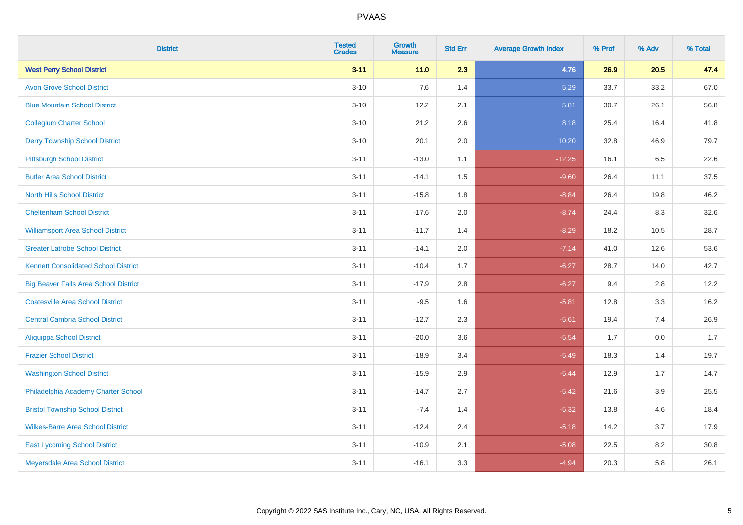# PVAAS

| District | Tested Grades | Growth Measure | Std Err | Average Growth Index | % Prof | % Adv | % Total |
|---|---|---|---|---|---|---|---|
| **West Perry School District** | **3-11** | **11.0** | **2.3** | **4.76** | **26.9** | **20.5** | **47.4** |
| Avon Grove School District | 3-10 | 7.6 | 1.4 | 5.29 | 33.7 | 33.2 | 67.0 |
| Blue Mountain School District | 3-10 | 12.2 | 2.1 | 5.81 | 30.7 | 26.1 | 56.8 |
| Collegium Charter School | 3-10 | 21.2 | 2.6 | 8.18 | 25.4 | 16.4 | 41.8 |
| Derry Township School District | 3-10 | 20.1 | 2.0 | 10.20 | 32.8 | 46.9 | 79.7 |
| Pittsburgh School District | 3-11 | -13.0 | 1.1 | -12.25 | 16.1 | 6.5 | 22.6 |
| Butler Area School District | 3-11 | -14.1 | 1.5 | -9.60 | 26.4 | 11.1 | 37.5 |
| North Hills School District | 3-11 | -15.8 | 1.8 | -8.84 | 26.4 | 19.8 | 46.2 |
| Cheltenham School District | 3-11 | -17.6 | 2.0 | -8.74 | 24.4 | 8.3 | 32.6 |
| Williamsport Area School District | 3-11 | -11.7 | 1.4 | -8.29 | 18.2 | 10.5 | 28.7 |
| Greater Latrobe School District | 3-11 | -14.1 | 2.0 | -7.14 | 41.0 | 12.6 | 53.6 |
| Kennett Consolidated School District | 3-11 | -10.4 | 1.7 | -6.27 | 28.7 | 14.0 | 42.7 |
| Big Beaver Falls Area School District | 3-11 | -17.9 | 2.8 | -6.27 | 9.4 | 2.8 | 12.2 |
| Coatesville Area School District | 3-11 | -9.5 | 1.6 | -5.81 | 12.8 | 3.3 | 16.2 |
| Central Cambria School District | 3-11 | -12.7 | 2.3 | -5.61 | 19.4 | 7.4 | 26.9 |
| Aliquippa School District | 3-11 | -20.0 | 3.6 | -5.54 | 1.7 | 0.0 | 1.7 |
| Frazier School District | 3-11 | -18.9 | 3.4 | -5.49 | 18.3 | 1.4 | 19.7 |
| Washington School District | 3-11 | -15.9 | 2.9 | -5.44 | 12.9 | 1.7 | 14.7 |
| Philadelphia Academy Charter School | 3-11 | -14.7 | 2.7 | -5.42 | 21.6 | 3.9 | 25.5 |
| Bristol Township School District | 3-11 | -7.4 | 1.4 | -5.32 | 13.8 | 4.6 | 18.4 |
| Wilkes-Barre Area School District | 3-11 | -12.4 | 2.4 | -5.18 | 14.2 | 3.7 | 17.9 |
| East Lycoming School District | 3-11 | -10.9 | 2.1 | -5.08 | 22.5 | 8.2 | 30.8 |
| Meyersdale Area School District | 3-11 | -16.1 | 3.3 | -4.94 | 20.3 | 5.8 | 26.1 |

Copyright © 2022 SAS Institute Inc., Cary, NC, USA. All Rights Reserved.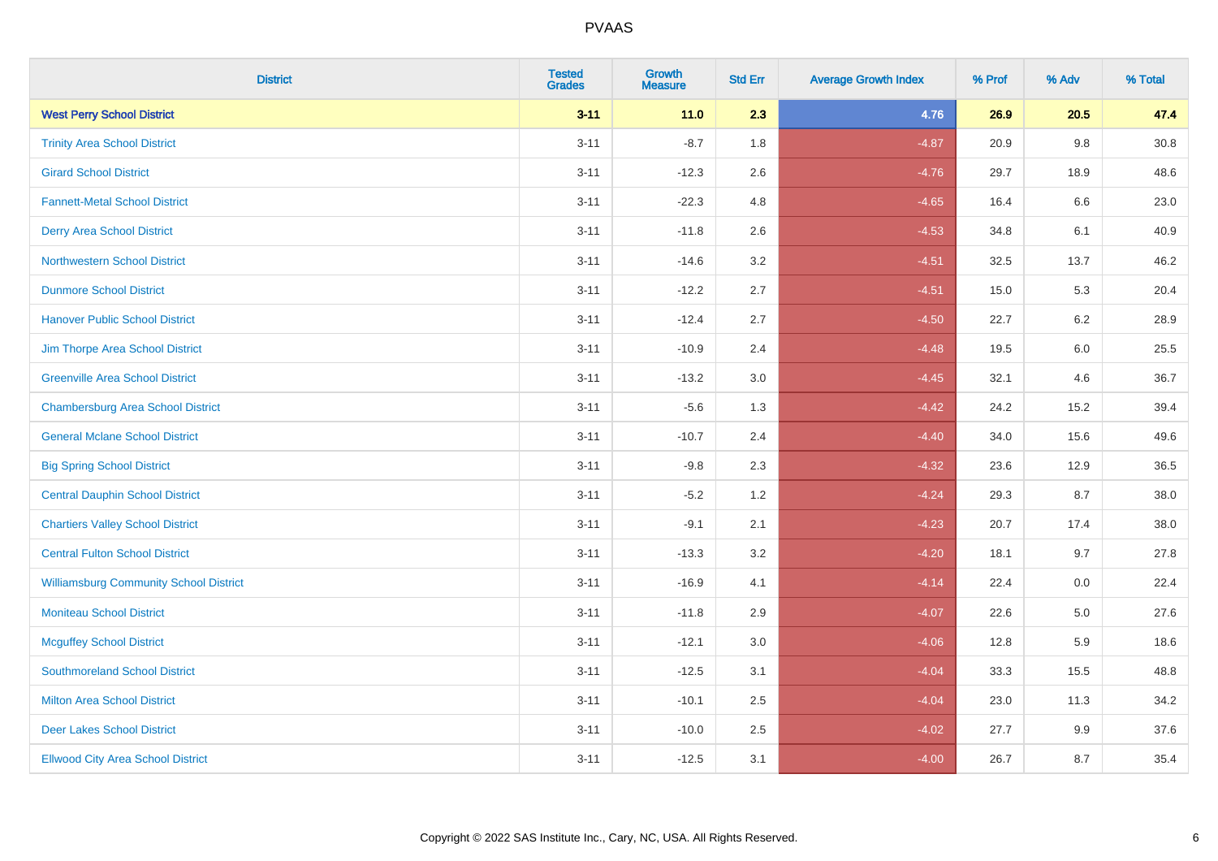# PVAAS

| District | Tested Grades | Growth Measure | Std Err | Average Growth Index | % Prof | % Adv | % Total |
|---|---|---|---|---|---|---|---|
| **West Perry School District** | **3-11** | **11.0** | **2.3** | **4.76** | **26.9** | **20.5** | **47.4** |
| Trinity Area School District | 3-11 | -8.7 | 1.8 | -4.87 | 20.9 | 9.8 | 30.8 |
| Girard School District | 3-11 | -12.3 | 2.6 | -4.76 | 29.7 | 18.9 | 48.6 |
| Fannett-Metal School District | 3-11 | -22.3 | 4.8 | -4.65 | 16.4 | 6.6 | 23.0 |
| Derry Area School District | 3-11 | -11.8 | 2.6 | -4.53 | 34.8 | 6.1 | 40.9 |
| Northwestern School District | 3-11 | -14.6 | 3.2 | -4.51 | 32.5 | 13.7 | 46.2 |
| Dunmore School District | 3-11 | -12.2 | 2.7 | -4.51 | 15.0 | 5.3 | 20.4 |
| Hanover Public School District | 3-11 | -12.4 | 2.7 | -4.50 | 22.7 | 6.2 | 28.9 |
| Jim Thorpe Area School District | 3-11 | -10.9 | 2.4 | -4.48 | 19.5 | 6.0 | 25.5 |
| Greenville Area School District | 3-11 | -13.2 | 3.0 | -4.45 | 32.1 | 4.6 | 36.7 |
| Chambersburg Area School District | 3-11 | -5.6 | 1.3 | -4.42 | 24.2 | 15.2 | 39.4 |
| General Mclane School District | 3-11 | -10.7 | 2.4 | -4.40 | 34.0 | 15.6 | 49.6 |
| Big Spring School District | 3-11 | -9.8 | 2.3 | -4.32 | 23.6 | 12.9 | 36.5 |
| Central Dauphin School District | 3-11 | -5.2 | 1.2 | -4.24 | 29.3 | 8.7 | 38.0 |
| Chartiers Valley School District | 3-11 | -9.1 | 2.1 | -4.23 | 20.7 | 17.4 | 38.0 |
| Central Fulton School District | 3-11 | -13.3 | 3.2 | -4.20 | 18.1 | 9.7 | 27.8 |
| Williamsburg Community School District | 3-11 | -16.9 | 4.1 | -4.14 | 22.4 | 0.0 | 22.4 |
| Moniteau School District | 3-11 | -11.8 | 2.9 | -4.07 | 22.6 | 5.0 | 27.6 |
| Mcguffey School District | 3-11 | -12.1 | 3.0 | -4.06 | 12.8 | 5.9 | 18.6 |
| Southmoreland School District | 3-11 | -12.5 | 3.1 | -4.04 | 33.3 | 15.5 | 48.8 |
| Milton Area School District | 3-11 | -10.1 | 2.5 | -4.04 | 23.0 | 11.3 | 34.2 |
| Deer Lakes School District | 3-11 | -10.0 | 2.5 | -4.02 | 27.7 | 9.9 | 37.6 |
| Ellwood City Area School District | 3-11 | -12.5 | 3.1 | -4.00 | 26.7 | 8.7 | 35.4 |

Copyright © 2022 SAS Institute Inc., Cary, NC, USA. All Rights Reserved.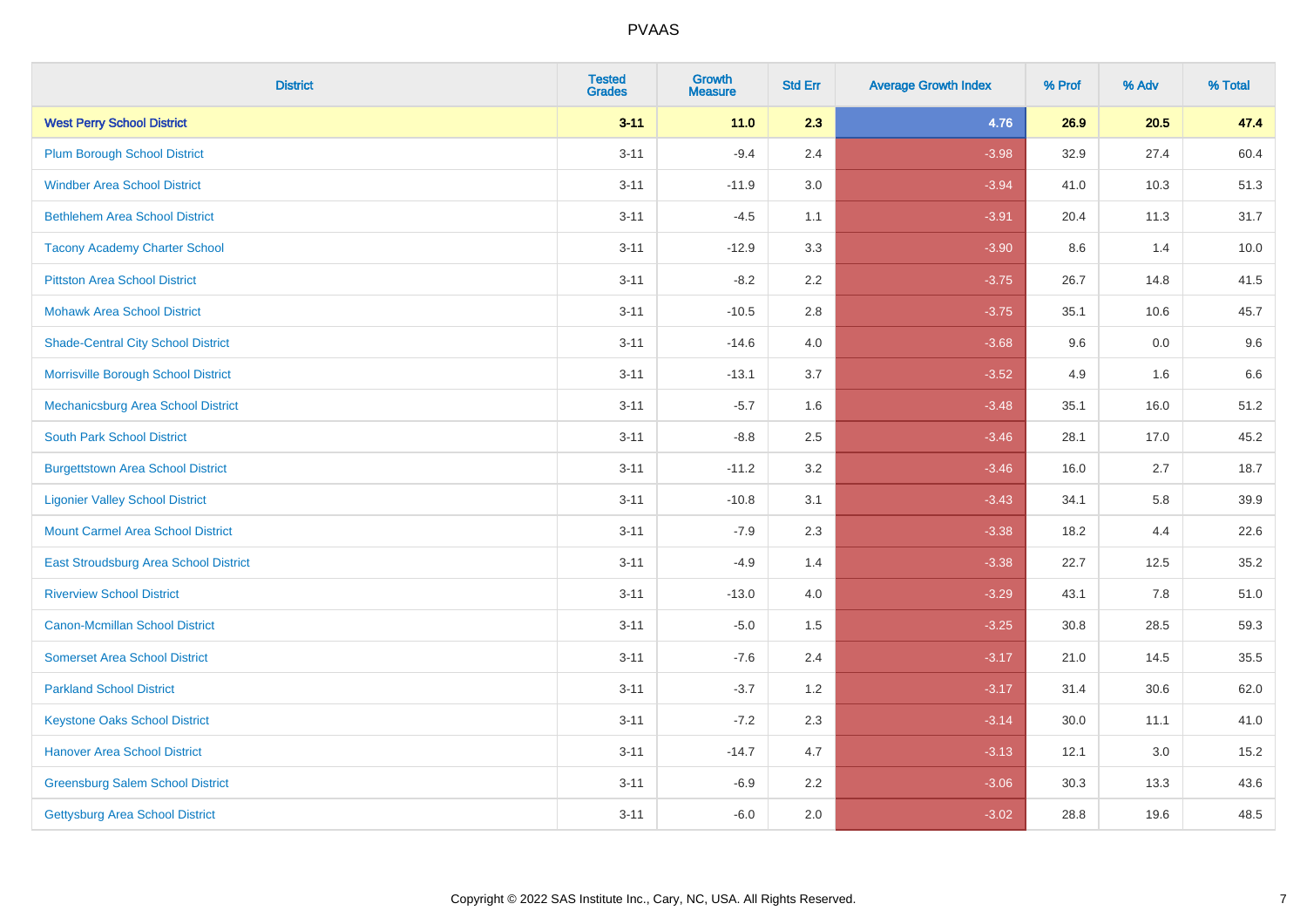| District | Tested Grades | Growth Measure | Std Err | Average Growth Index | % Prof | % Adv | % Total |
|---|---|---|---|---|---|---|---|
| **West Perry School District** | **3-11** | **11.0** | **2.3** | **4.76** | **26.9** | **20.5** | **47.4** |
| Plum Borough School District | 3-11 | -9.4 | 2.4 | -3.98 | 32.9 | 27.4 | 60.4 |
| Windber Area School District | 3-11 | -11.9 | 3.0 | -3.94 | 41.0 | 10.3 | 51.3 |
| Bethlehem Area School District | 3-11 | -4.5 | 1.1 | -3.91 | 20.4 | 11.3 | 31.7 |
| Tacony Academy Charter School | 3-11 | -12.9 | 3.3 | -3.90 | 8.6 | 1.4 | 10.0 |
| Pittston Area School District | 3-11 | -8.2 | 2.2 | -3.75 | 26.7 | 14.8 | 41.5 |
| Mohawk Area School District | 3-11 | -10.5 | 2.8 | -3.75 | 35.1 | 10.6 | 45.7 |
| Shade-Central City School District | 3-11 | -14.6 | 4.0 | -3.68 | 9.6 | 0.0 | 9.6 |
| Morrisville Borough School District | 3-11 | -13.1 | 3.7 | -3.52 | 4.9 | 1.6 | 6.6 |
| Mechanicsburg Area School District | 3-11 | -5.7 | 1.6 | -3.48 | 35.1 | 16.0 | 51.2 |
| South Park School District | 3-11 | -8.8 | 2.5 | -3.46 | 28.1 | 17.0 | 45.2 |
| Burgettstown Area School District | 3-11 | -11.2 | 3.2 | -3.46 | 16.0 | 2.7 | 18.7 |
| Ligonier Valley School District | 3-11 | -10.8 | 3.1 | -3.43 | 34.1 | 5.8 | 39.9 |
| Mount Carmel Area School District | 3-11 | -7.9 | 2.3 | -3.38 | 18.2 | 4.4 | 22.6 |
| East Stroudsburg Area School District | 3-11 | -4.9 | 1.4 | -3.38 | 22.7 | 12.5 | 35.2 |
| Riverview School District | 3-11 | -13.0 | 4.0 | -3.29 | 43.1 | 7.8 | 51.0 |
| Canon-Mcmillan School District | 3-11 | -5.0 | 1.5 | -3.25 | 30.8 | 28.5 | 59.3 |
| Somerset Area School District | 3-11 | -7.6 | 2.4 | -3.17 | 21.0 | 14.5 | 35.5 |
| Parkland School District | 3-11 | -3.7 | 1.2 | -3.17 | 31.4 | 30.6 | 62.0 |
| Keystone Oaks School District | 3-11 | -7.2 | 2.3 | -3.14 | 30.0 | 11.1 | 41.0 |
| Hanover Area School District | 3-11 | -14.7 | 4.7 | -3.13 | 12.1 | 3.0 | 15.2 |
| Greensburg Salem School District | 3-11 | -6.9 | 2.2 | -3.06 | 30.3 | 13.3 | 43.6 |
| Gettysburg Area School District | 3-11 | -6.0 | 2.0 | -3.02 | 28.8 | 19.6 | 48.5 |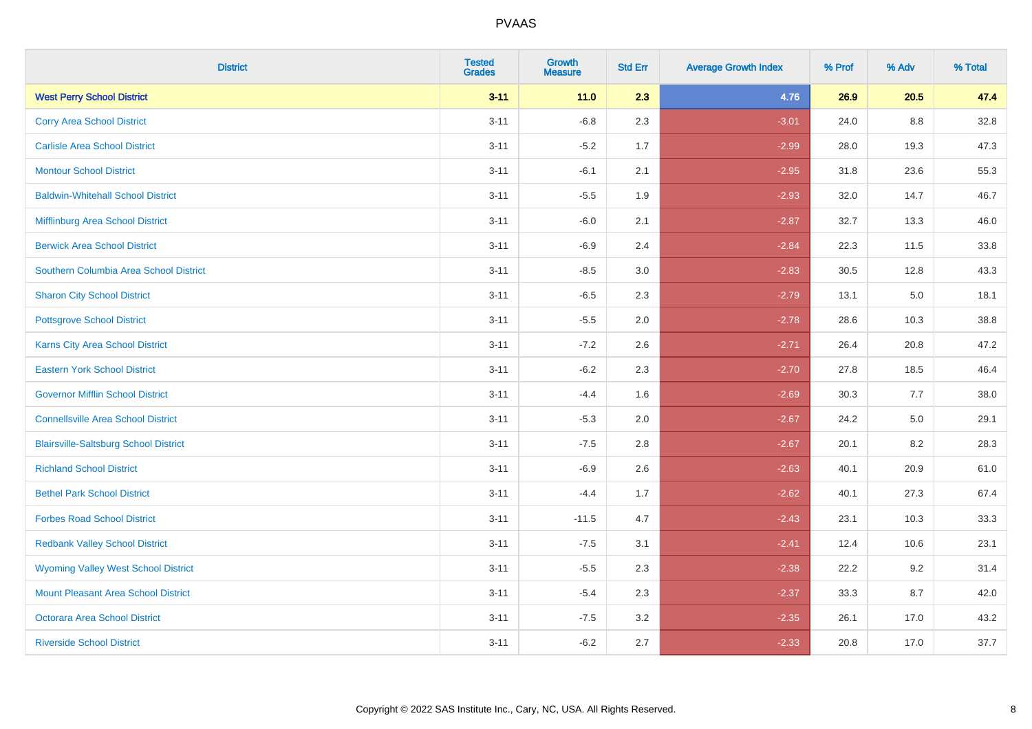# PVAAS

| District | Tested Grades | Growth Measure | Std Err | Average Growth Index | % Prof | % Adv | % Total |
|---|---|---|---|---|---|---|---|
| **West Perry School District** | **3-11** | **11.0** | **2.3** | **4.76** | **26.9** | **20.5** | **47.4** |
| Corry Area School District | 3-11 | -6.8 | 2.3 | -3.01 | 24.0 | 8.8 | 32.8 |
| Carlisle Area School District | 3-11 | -5.2 | 1.7 | -2.99 | 28.0 | 19.3 | 47.3 |
| Montour School District | 3-11 | -6.1 | 2.1 | -2.95 | 31.8 | 23.6 | 55.3 |
| Baldwin-Whitehall School District | 3-11 | -5.5 | 1.9 | -2.93 | 32.0 | 14.7 | 46.7 |
| Mifflinburg Area School District | 3-11 | -6.0 | 2.1 | -2.87 | 32.7 | 13.3 | 46.0 |
| Berwick Area School District | 3-11 | -6.9 | 2.4 | -2.84 | 22.3 | 11.5 | 33.8 |
| Southern Columbia Area School District | 3-11 | -8.5 | 3.0 | -2.83 | 30.5 | 12.8 | 43.3 |
| Sharon City School District | 3-11 | -6.5 | 2.3 | -2.79 | 13.1 | 5.0 | 18.1 |
| Pottsgrove School District | 3-11 | -5.5 | 2.0 | -2.78 | 28.6 | 10.3 | 38.8 |
| Karns City Area School District | 3-11 | -7.2 | 2.6 | -2.71 | 26.4 | 20.8 | 47.2 |
| Eastern York School District | 3-11 | -6.2 | 2.3 | -2.70 | 27.8 | 18.5 | 46.4 |
| Governor Mifflin School District | 3-11 | -4.4 | 1.6 | -2.69 | 30.3 | 7.7 | 38.0 |
| Connellsville Area School District | 3-11 | -5.3 | 2.0 | -2.67 | 24.2 | 5.0 | 29.1 |
| Blairsville-Saltsburg School District | 3-11 | -7.5 | 2.8 | -2.67 | 20.1 | 8.2 | 28.3 |
| Richland School District | 3-11 | -6.9 | 2.6 | -2.63 | 40.1 | 20.9 | 61.0 |
| Bethel Park School District | 3-11 | -4.4 | 1.7 | -2.62 | 40.1 | 27.3 | 67.4 |
| Forbes Road School District | 3-11 | -11.5 | 4.7 | -2.43 | 23.1 | 10.3 | 33.3 |
| Redbank Valley School District | 3-11 | -7.5 | 3.1 | -2.41 | 12.4 | 10.6 | 23.1 |
| Wyoming Valley West School District | 3-11 | -5.5 | 2.3 | -2.38 | 22.2 | 9.2 | 31.4 |
| Mount Pleasant Area School District | 3-11 | -5.4 | 2.3 | -2.37 | 33.3 | 8.7 | 42.0 |
| Octorara Area School District | 3-11 | -7.5 | 3.2 | -2.35 | 26.1 | 17.0 | 43.2 |
| Riverside School District | 3-11 | -6.2 | 2.7 | -2.33 | 20.8 | 17.0 | 37.7 |

Copyright © 2022 SAS Institute Inc., Cary, NC, USA. All Rights Reserved.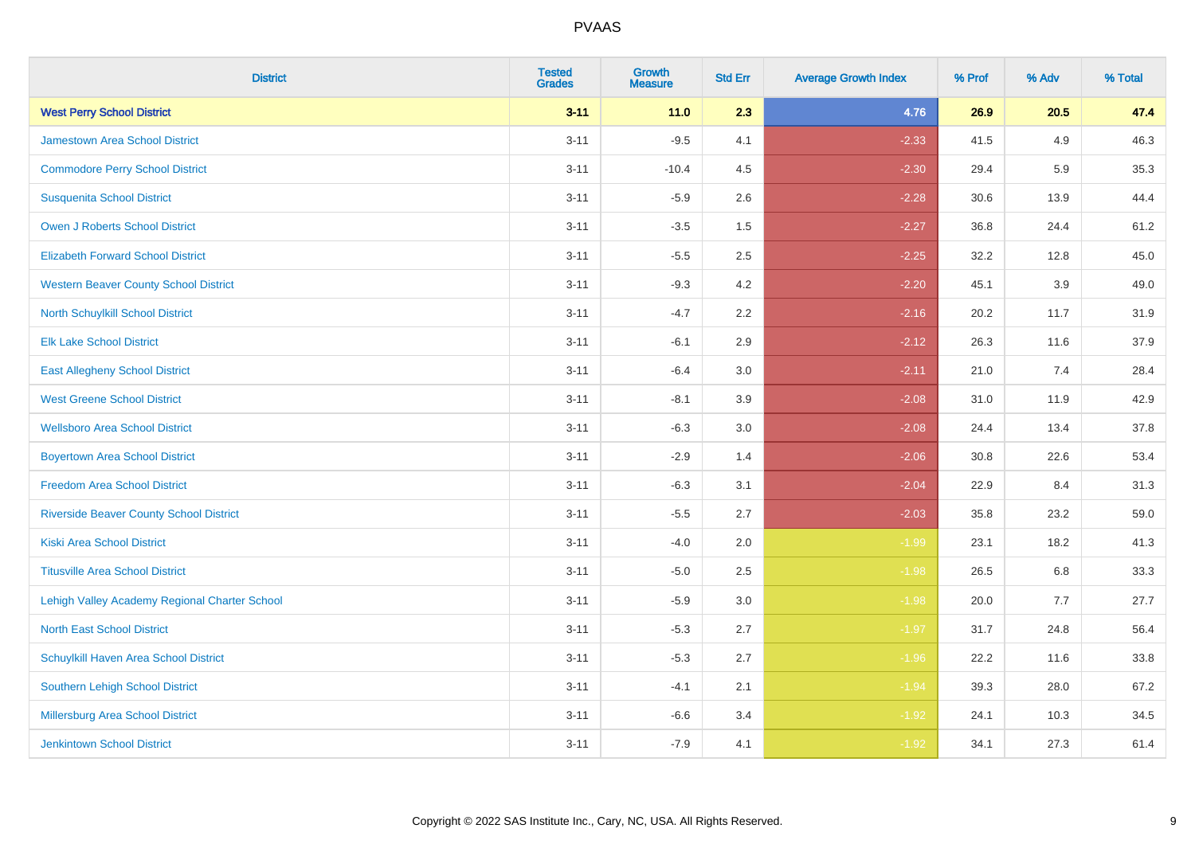# PVAAS

| District | Tested Grades | Growth Measure | Std Err | Average Growth Index | % Prof | % Adv | % Total |
|---|---|---|---|---|---|---|---|
| **West Perry School District** | **3-11** | **11.0** | **2.3** | **4.76** | **26.9** | **20.5** | **47.4** |
| Jamestown Area School District | 3-11 | -9.5 | 4.1 | -2.33 | 41.5 | 4.9 | 46.3 |
| Commodore Perry School District | 3-11 | -10.4 | 4.5 | -2.30 | 29.4 | 5.9 | 35.3 |
| Susquenita School District | 3-11 | -5.9 | 2.6 | -2.28 | 30.6 | 13.9 | 44.4 |
| Owen J Roberts School District | 3-11 | -3.5 | 1.5 | -2.27 | 36.8 | 24.4 | 61.2 |
| Elizabeth Forward School District | 3-11 | -5.5 | 2.5 | -2.25 | 32.2 | 12.8 | 45.0 |
| Western Beaver County School District | 3-11 | -9.3 | 4.2 | -2.20 | 45.1 | 3.9 | 49.0 |
| North Schuylkill School District | 3-11 | -4.7 | 2.2 | -2.16 | 20.2 | 11.7 | 31.9 |
| Elk Lake School District | 3-11 | -6.1 | 2.9 | -2.12 | 26.3 | 11.6 | 37.9 |
| East Allegheny School District | 3-11 | -6.4 | 3.0 | -2.11 | 21.0 | 7.4 | 28.4 |
| West Greene School District | 3-11 | -8.1 | 3.9 | -2.08 | 31.0 | 11.9 | 42.9 |
| Wellsboro Area School District | 3-11 | -6.3 | 3.0 | -2.08 | 24.4 | 13.4 | 37.8 |
| Boyertown Area School District | 3-11 | -2.9 | 1.4 | -2.06 | 30.8 | 22.6 | 53.4 |
| Freedom Area School District | 3-11 | -6.3 | 3.1 | -2.04 | 22.9 | 8.4 | 31.3 |
| Riverside Beaver County School District | 3-11 | -5.5 | 2.7 | -2.03 | 35.8 | 23.2 | 59.0 |
| Kiski Area School District | 3-11 | -4.0 | 2.0 | -1.99 | 23.1 | 18.2 | 41.3 |
| Titusville Area School District | 3-11 | -5.0 | 2.5 | -1.98 | 26.5 | 6.8 | 33.3 |
| Lehigh Valley Academy Regional Charter School | 3-11 | -5.9 | 3.0 | -1.98 | 20.0 | 7.7 | 27.7 |
| North East School District | 3-11 | -5.3 | 2.7 | -1.97 | 31.7 | 24.8 | 56.4 |
| Schuylkill Haven Area School District | 3-11 | -5.3 | 2.7 | -1.96 | 22.2 | 11.6 | 33.8 |
| Southern Lehigh School District | 3-11 | -4.1 | 2.1 | -1.94 | 39.3 | 28.0 | 67.2 |
| Millersburg Area School District | 3-11 | -6.6 | 3.4 | -1.92 | 24.1 | 10.3 | 34.5 |
| Jenkintown School District | 3-11 | -7.9 | 4.1 | -1.92 | 34.1 | 27.3 | 61.4 |

Copyright © 2022 SAS Institute Inc., Cary, NC, USA. All Rights Reserved.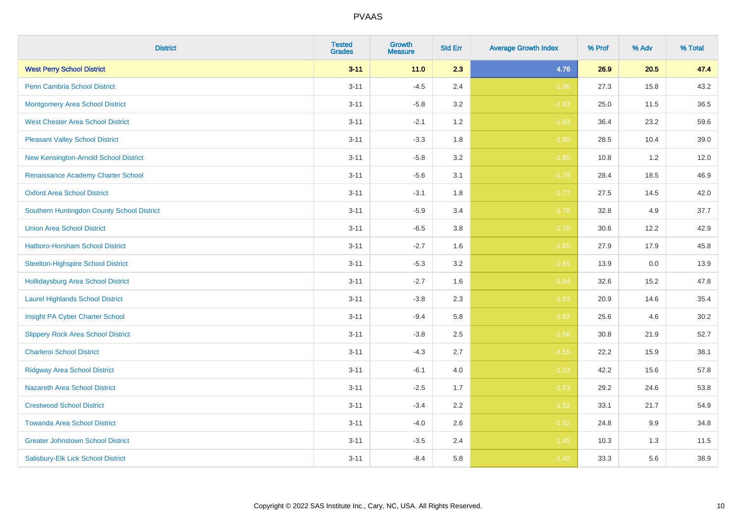# PVAAS

| District | Tested Grades | Growth Measure | Std Err | Average Growth Index | % Prof | % Adv | % Total |
|---|---|---|---|---|---|---|---|
| **West Perry School District** | **3-11** | **11.0** | **2.3** | **4.76** | **26.9** | **20.5** | **47.4** |
| Penn Cambria School District | 3-11 | -4.5 | 2.4 | -1.86 | 27.3 | 15.8 | 43.2 |
| Montgomery Area School District | 3-11 | -5.8 | 3.2 | -1.83 | 25.0 | 11.5 | 36.5 |
| West Chester Area School District | 3-11 | -2.1 | 1.2 | -1.83 | 36.4 | 23.2 | 59.6 |
| Pleasant Valley School District | 3-11 | -3.3 | 1.8 | -1.80 | 28.5 | 10.4 | 39.0 |
| New Kensington-Arnold School District | 3-11 | -5.8 | 3.2 | -1.80 | 10.8 | 1.2 | 12.0 |
| Renaissance Academy Charter School | 3-11 | -5.6 | 3.1 | -1.79 | 28.4 | 18.5 | 46.9 |
| Oxford Area School District | 3-11 | -3.1 | 1.8 | -1.77 | 27.5 | 14.5 | 42.0 |
| Southern Huntingdon County School District | 3-11 | -5.9 | 3.4 | -1.76 | 32.8 | 4.9 | 37.7 |
| Union Area School District | 3-11 | -6.5 | 3.8 | -1.70 | 30.6 | 12.2 | 42.9 |
| Hatboro-Horsham School District | 3-11 | -2.7 | 1.6 | -1.65 | 27.9 | 17.9 | 45.8 |
| Steelton-Highspire School District | 3-11 | -5.3 | 3.2 | -1.65 | 13.9 | 0.0 | 13.9 |
| Hollidaysburg Area School District | 3-11 | -2.7 | 1.6 | -1.64 | 32.6 | 15.2 | 47.8 |
| Laurel Highlands School District | 3-11 | -3.8 | 2.3 | -1.63 | 20.9 | 14.6 | 35.4 |
| Insight PA Cyber Charter School | 3-11 | -9.4 | 5.8 | -1.62 | 25.6 | 4.6 | 30.2 |
| Slippery Rock Area School District | 3-11 | -3.8 | 2.5 | -1.56 | 30.8 | 21.9 | 52.7 |
| Charleroi School District | 3-11 | -4.3 | 2.7 | -1.55 | 22.2 | 15.9 | 38.1 |
| Ridgway Area School District | 3-11 | -6.1 | 4.0 | -1.53 | 42.2 | 15.6 | 57.8 |
| Nazareth Area School District | 3-11 | -2.5 | 1.7 | -1.53 | 29.2 | 24.6 | 53.8 |
| Crestwood School District | 3-11 | -3.4 | 2.2 | -1.52 | 33.1 | 21.7 | 54.9 |
| Towanda Area School District | 3-11 | -4.0 | 2.6 | -1.52 | 24.8 | 9.9 | 34.8 |
| Greater Johnstown School District | 3-11 | -3.5 | 2.4 | -1.45 | 10.3 | 1.3 | 11.5 |
| Salisbury-Elk Lick School District | 3-11 | -8.4 | 5.8 | -1.45 | 33.3 | 5.6 | 38.9 |

Copyright © 2022 SAS Institute Inc., Cary, NC, USA. All Rights Reserved.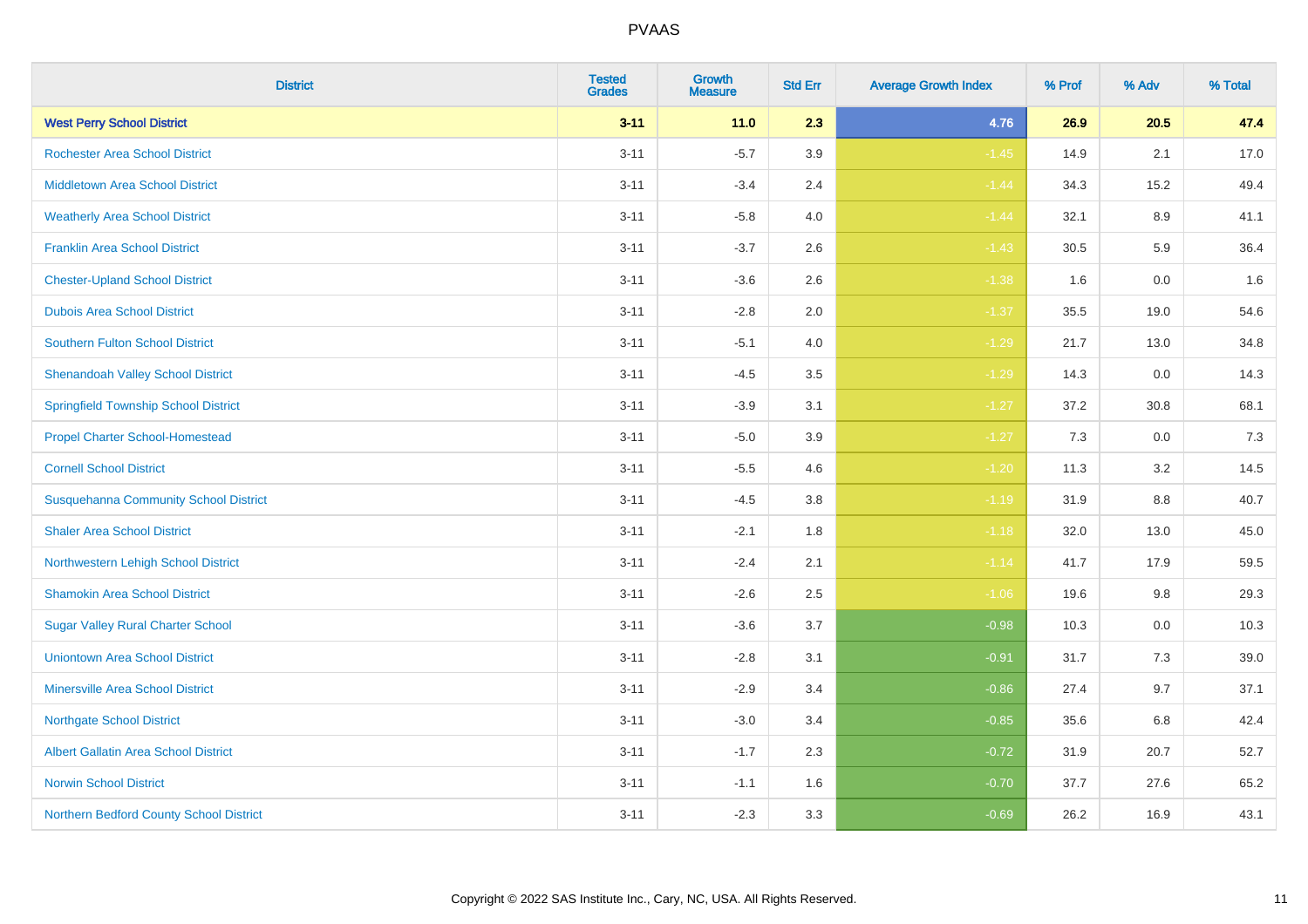# PVAAS

| District | Tested Grades | Growth Measure | Std Err | Average Growth Index | % Prof | % Adv | % Total |
|---|---|---|---|---|---|---|---|
| **West Perry School District** | **3-11** | **11.0** | **2.3** | **4.76** | **26.9** | **20.5** | **47.4** |
| Rochester Area School District | 3-11 | -5.7 | 3.9 | -1.45 | 14.9 | 2.1 | 17.0 |
| Middletown Area School District | 3-11 | -3.4 | 2.4 | -1.44 | 34.3 | 15.2 | 49.4 |
| Weatherly Area School District | 3-11 | -5.8 | 4.0 | -1.44 | 32.1 | 8.9 | 41.1 |
| Franklin Area School District | 3-11 | -3.7 | 2.6 | -1.43 | 30.5 | 5.9 | 36.4 |
| Chester-Upland School District | 3-11 | -3.6 | 2.6 | -1.38 | 1.6 | 0.0 | 1.6 |
| Dubois Area School District | 3-11 | -2.8 | 2.0 | -1.37 | 35.5 | 19.0 | 54.6 |
| Southern Fulton School District | 3-11 | -5.1 | 4.0 | -1.29 | 21.7 | 13.0 | 34.8 |
| Shenandoah Valley School District | 3-11 | -4.5 | 3.5 | -1.29 | 14.3 | 0.0 | 14.3 |
| Springfield Township School District | 3-11 | -3.9 | 3.1 | -1.27 | 37.2 | 30.8 | 68.1 |
| Propel Charter School-Homestead | 3-11 | -5.0 | 3.9 | -1.27 | 7.3 | 0.0 | 7.3 |
| Cornell School District | 3-11 | -5.5 | 4.6 | -1.20 | 11.3 | 3.2 | 14.5 |
| Susquehanna Community School District | 3-11 | -4.5 | 3.8 | -1.19 | 31.9 | 8.8 | 40.7 |
| Shaler Area School District | 3-11 | -2.1 | 1.8 | -1.18 | 32.0 | 13.0 | 45.0 |
| Northwestern Lehigh School District | 3-11 | -2.4 | 2.1 | -1.14 | 41.7 | 17.9 | 59.5 |
| Shamokin Area School District | 3-11 | -2.6 | 2.5 | -1.06 | 19.6 | 9.8 | 29.3 |
| Sugar Valley Rural Charter School | 3-11 | -3.6 | 3.7 | -0.98 | 10.3 | 0.0 | 10.3 |
| Uniontown Area School District | 3-11 | -2.8 | 3.1 | -0.91 | 31.7 | 7.3 | 39.0 |
| Minersville Area School District | 3-11 | -2.9 | 3.4 | -0.86 | 27.4 | 9.7 | 37.1 |
| Northgate School District | 3-11 | -3.0 | 3.4 | -0.85 | 35.6 | 6.8 | 42.4 |
| Albert Gallatin Area School District | 3-11 | -1.7 | 2.3 | -0.72 | 31.9 | 20.7 | 52.7 |
| Norwin School District | 3-11 | -1.1 | 1.6 | -0.70 | 37.7 | 27.6 | 65.2 |
| Northern Bedford County School District | 3-11 | -2.3 | 3.3 | -0.69 | 26.2 | 16.9 | 43.1 |

Copyright © 2022 SAS Institute Inc., Cary, NC, USA. All Rights Reserved.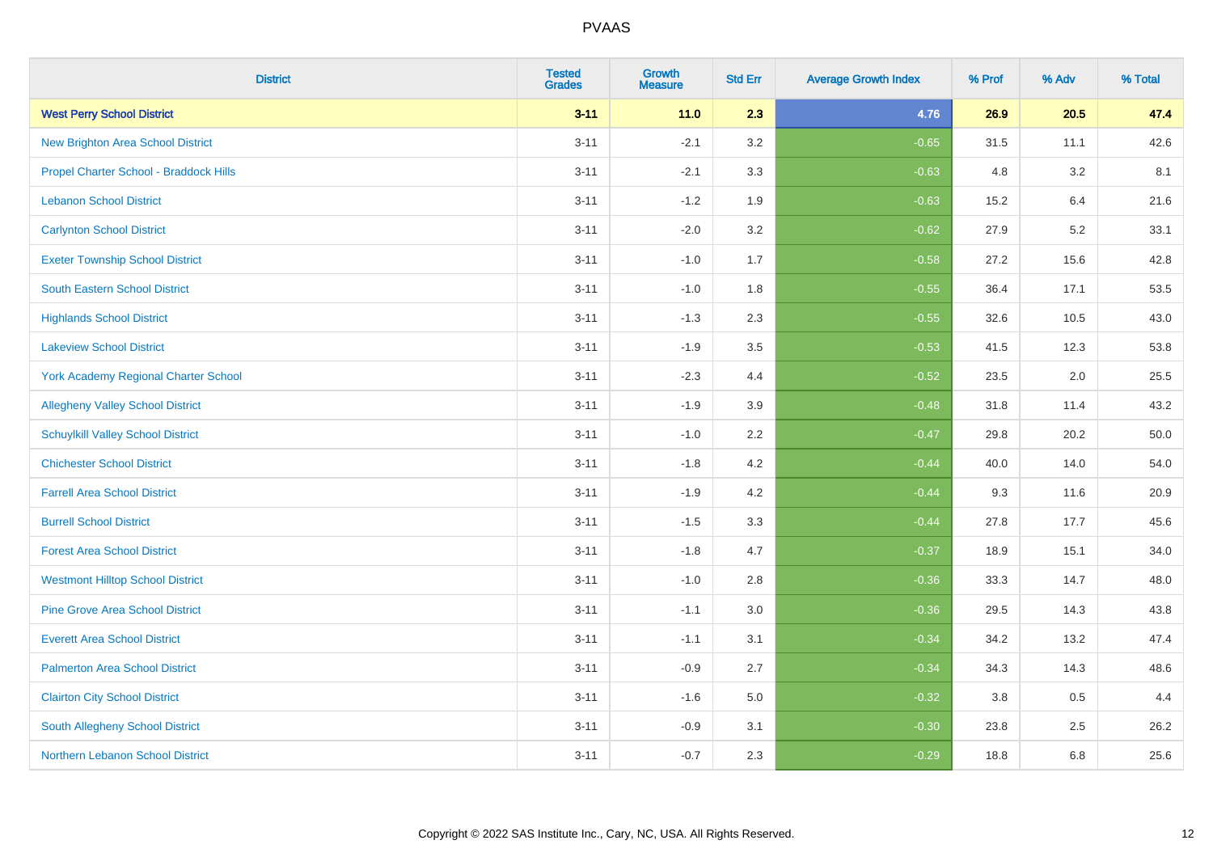# PVAAS

| District | Tested Grades | Growth Measure | Std Err | Average Growth Index | % Prof | % Adv | % Total |
|---|---|---|---|---|---|---|---|
| **West Perry School District** | **3-11** | **11.0** | **2.3** | **4.76** | **26.9** | **20.5** | **47.4** |
| New Brighton Area School District | 3-11 | -2.1 | 3.2 | -0.65 | 31.5 | 11.1 | 42.6 |
| Propel Charter School - Braddock Hills | 3-11 | -2.1 | 3.3 | -0.63 | 4.8 | 3.2 | 8.1 |
| Lebanon School District | 3-11 | -1.2 | 1.9 | -0.63 | 15.2 | 6.4 | 21.6 |
| Carlynton School District | 3-11 | -2.0 | 3.2 | -0.62 | 27.9 | 5.2 | 33.1 |
| Exeter Township School District | 3-11 | -1.0 | 1.7 | -0.58 | 27.2 | 15.6 | 42.8 |
| South Eastern School District | 3-11 | -1.0 | 1.8 | -0.55 | 36.4 | 17.1 | 53.5 |
| Highlands School District | 3-11 | -1.3 | 2.3 | -0.55 | 32.6 | 10.5 | 43.0 |
| Lakeview School District | 3-11 | -1.9 | 3.5 | -0.53 | 41.5 | 12.3 | 53.8 |
| York Academy Regional Charter School | 3-11 | -2.3 | 4.4 | -0.52 | 23.5 | 2.0 | 25.5 |
| Allegheny Valley School District | 3-11 | -1.9 | 3.9 | -0.48 | 31.8 | 11.4 | 43.2 |
| Schuylkill Valley School District | 3-11 | -1.0 | 2.2 | -0.47 | 29.8 | 20.2 | 50.0 |
| Chichester School District | 3-11 | -1.8 | 4.2 | -0.44 | 40.0 | 14.0 | 54.0 |
| Farrell Area School District | 3-11 | -1.9 | 4.2 | -0.44 | 9.3 | 11.6 | 20.9 |
| Burrell School District | 3-11 | -1.5 | 3.3 | -0.44 | 27.8 | 17.7 | 45.6 |
| Forest Area School District | 3-11 | -1.8 | 4.7 | -0.37 | 18.9 | 15.1 | 34.0 |
| Westmont Hilltop School District | 3-11 | -1.0 | 2.8 | -0.36 | 33.3 | 14.7 | 48.0 |
| Pine Grove Area School District | 3-11 | -1.1 | 3.0 | -0.36 | 29.5 | 14.3 | 43.8 |
| Everett Area School District | 3-11 | -1.1 | 3.1 | -0.34 | 34.2 | 13.2 | 47.4 |
| Palmerton Area School District | 3-11 | -0.9 | 2.7 | -0.34 | 34.3 | 14.3 | 48.6 |
| Clairton City School District | 3-11 | -1.6 | 5.0 | -0.32 | 3.8 | 0.5 | 4.4 |
| South Allegheny School District | 3-11 | -0.9 | 3.1 | -0.30 | 23.8 | 2.5 | 26.2 |
| Northern Lebanon School District | 3-11 | -0.7 | 2.3 | -0.29 | 18.8 | 6.8 | 25.6 |

Copyright © 2022 SAS Institute Inc., Cary, NC, USA. All Rights Reserved.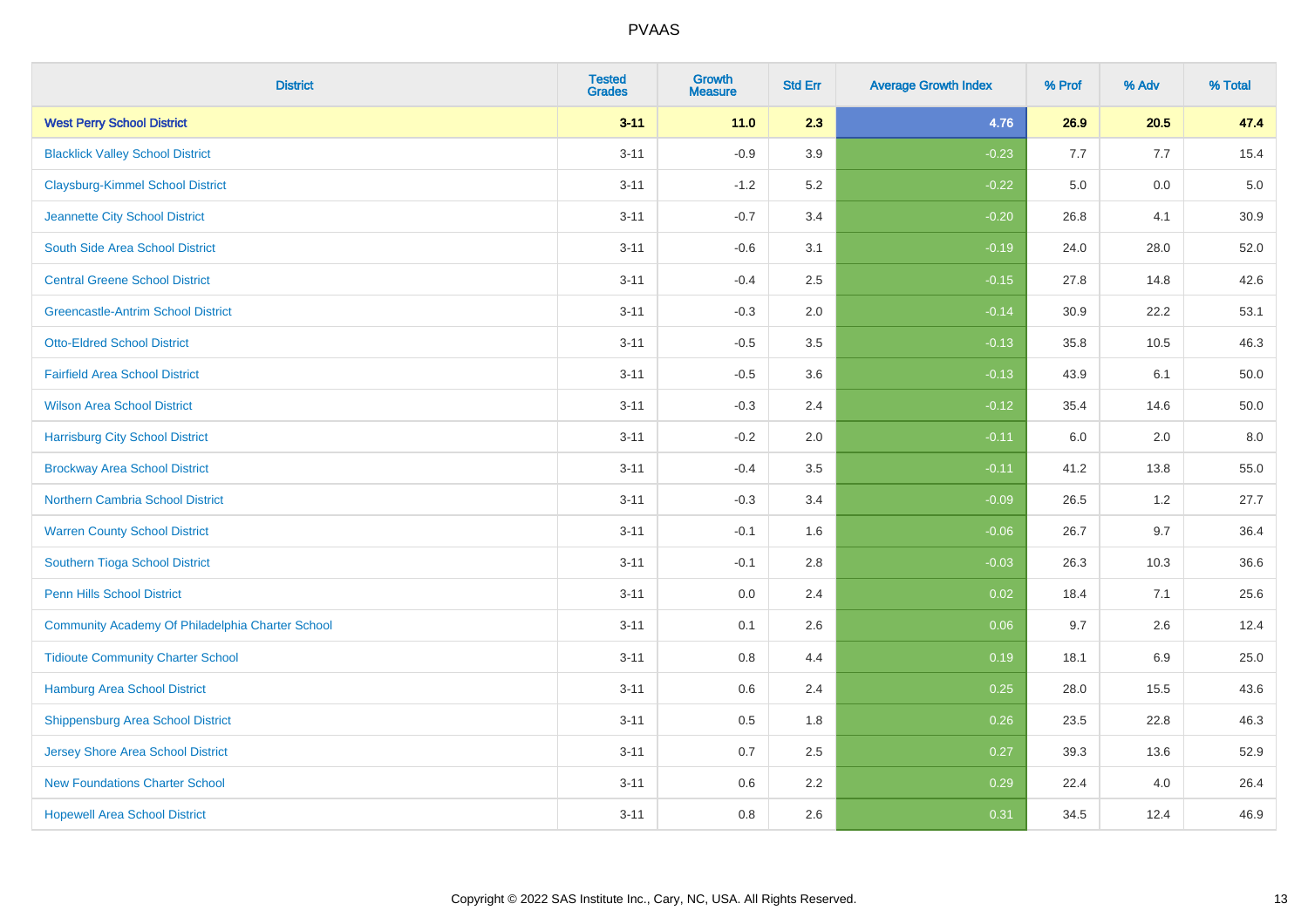PVAAS

| District | Tested Grades | Growth Measure | Std Err | Average Growth Index | % Prof | % Adv | % Total |
|---|---|---|---|---|---|---|---|
| **West Perry School District** | **3-11** | **11.0** | **2.3** | **4.76** | **26.9** | **20.5** | **47.4** |
| Blacklick Valley School District | 3-11 | -0.9 | 3.9 | -0.23 | 7.7 | 7.7 | 15.4 |
| Claysburg-Kimmel School District | 3-11 | -1.2 | 5.2 | -0.22 | 5.0 | 0.0 | 5.0 |
| Jeannette City School District | 3-11 | -0.7 | 3.4 | -0.20 | 26.8 | 4.1 | 30.9 |
| South Side Area School District | 3-11 | -0.6 | 3.1 | -0.19 | 24.0 | 28.0 | 52.0 |
| Central Greene School District | 3-11 | -0.4 | 2.5 | -0.15 | 27.8 | 14.8 | 42.6 |
| Greencastle-Antrim School District | 3-11 | -0.3 | 2.0 | -0.14 | 30.9 | 22.2 | 53.1 |
| Otto-Eldred School District | 3-11 | -0.5 | 3.5 | -0.13 | 35.8 | 10.5 | 46.3 |
| Fairfield Area School District | 3-11 | -0.5 | 3.6 | -0.13 | 43.9 | 6.1 | 50.0 |
| Wilson Area School District | 3-11 | -0.3 | 2.4 | -0.12 | 35.4 | 14.6 | 50.0 |
| Harrisburg City School District | 3-11 | -0.2 | 2.0 | -0.11 | 6.0 | 2.0 | 8.0 |
| Brockway Area School District | 3-11 | -0.4 | 3.5 | -0.11 | 41.2 | 13.8 | 55.0 |
| Northern Cambria School District | 3-11 | -0.3 | 3.4 | -0.09 | 26.5 | 1.2 | 27.7 |
| Warren County School District | 3-11 | -0.1 | 1.6 | -0.06 | 26.7 | 9.7 | 36.4 |
| Southern Tioga School District | 3-11 | -0.1 | 2.8 | -0.03 | 26.3 | 10.3 | 36.6 |
| Penn Hills School District | 3-11 | 0.0 | 2.4 | 0.02 | 18.4 | 7.1 | 25.6 |
| Community Academy Of Philadelphia Charter School | 3-11 | 0.1 | 2.6 | 0.06 | 9.7 | 2.6 | 12.4 |
| Tidioute Community Charter School | 3-11 | 0.8 | 4.4 | 0.19 | 18.1 | 6.9 | 25.0 |
| Hamburg Area School District | 3-11 | 0.6 | 2.4 | 0.25 | 28.0 | 15.5 | 43.6 |
| Shippensburg Area School District | 3-11 | 0.5 | 1.8 | 0.26 | 23.5 | 22.8 | 46.3 |
| Jersey Shore Area School District | 3-11 | 0.7 | 2.5 | 0.27 | 39.3 | 13.6 | 52.9 |
| New Foundations Charter School | 3-11 | 0.6 | 2.2 | 0.29 | 22.4 | 4.0 | 26.4 |
| Hopewell Area School District | 3-11 | 0.8 | 2.6 | 0.31 | 34.5 | 12.4 | 46.9 |

Copyright © 2022 SAS Institute Inc., Cary, NC, USA. All Rights Reserved.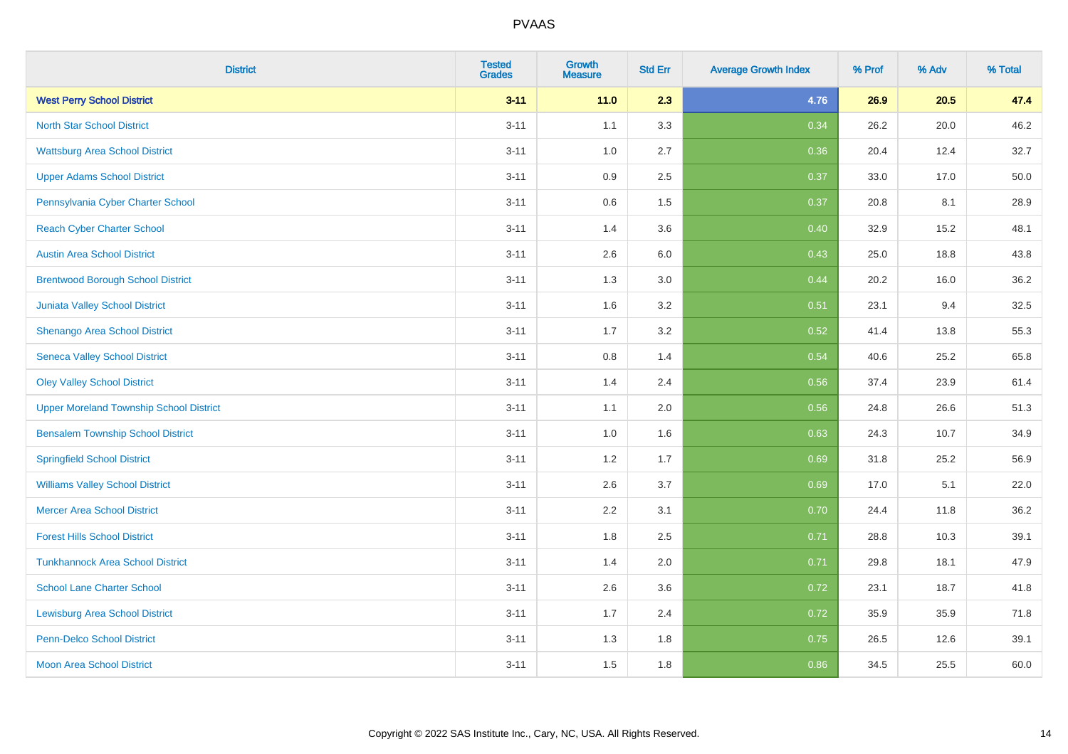| District | Tested Grades | Growth Measure | Std Err | Average Growth Index | % Prof | % Adv | % Total |
|---|---|---|---|---|---|---|---|
| **West Perry School District** | **3-11** | **11.0** | **2.3** | **4.76** | **26.9** | **20.5** | **47.4** |
| North Star School District | 3-11 | 1.1 | 3.3 | 0.34 | 26.2 | 20.0 | 46.2 |
| Wattsburg Area School District | 3-11 | 1.0 | 2.7 | 0.36 | 20.4 | 12.4 | 32.7 |
| Upper Adams School District | 3-11 | 0.9 | 2.5 | 0.37 | 33.0 | 17.0 | 50.0 |
| Pennsylvania Cyber Charter School | 3-11 | 0.6 | 1.5 | 0.37 | 20.8 | 8.1 | 28.9 |
| Reach Cyber Charter School | 3-11 | 1.4 | 3.6 | 0.40 | 32.9 | 15.2 | 48.1 |
| Austin Area School District | 3-11 | 2.6 | 6.0 | 0.43 | 25.0 | 18.8 | 43.8 |
| Brentwood Borough School District | 3-11 | 1.3 | 3.0 | 0.44 | 20.2 | 16.0 | 36.2 |
| Juniata Valley School District | 3-11 | 1.6 | 3.2 | 0.51 | 23.1 | 9.4 | 32.5 |
| Shenango Area School District | 3-11 | 1.7 | 3.2 | 0.52 | 41.4 | 13.8 | 55.3 |
| Seneca Valley School District | 3-11 | 0.8 | 1.4 | 0.54 | 40.6 | 25.2 | 65.8 |
| Oley Valley School District | 3-11 | 1.4 | 2.4 | 0.56 | 37.4 | 23.9 | 61.4 |
| Upper Moreland Township School District | 3-11 | 1.1 | 2.0 | 0.56 | 24.8 | 26.6 | 51.3 |
| Bensalem Township School District | 3-11 | 1.0 | 1.6 | 0.63 | 24.3 | 10.7 | 34.9 |
| Springfield School District | 3-11 | 1.2 | 1.7 | 0.69 | 31.8 | 25.2 | 56.9 |
| Williams Valley School District | 3-11 | 2.6 | 3.7 | 0.69 | 17.0 | 5.1 | 22.0 |
| Mercer Area School District | 3-11 | 2.2 | 3.1 | 0.70 | 24.4 | 11.8 | 36.2 |
| Forest Hills School District | 3-11 | 1.8 | 2.5 | 0.71 | 28.8 | 10.3 | 39.1 |
| Tunkhannock Area School District | 3-11 | 1.4 | 2.0 | 0.71 | 29.8 | 18.1 | 47.9 |
| School Lane Charter School | 3-11 | 2.6 | 3.6 | 0.72 | 23.1 | 18.7 | 41.8 |
| Lewisburg Area School District | 3-11 | 1.7 | 2.4 | 0.72 | 35.9 | 35.9 | 71.8 |
| Penn-Delco School District | 3-11 | 1.3 | 1.8 | 0.75 | 26.5 | 12.6 | 39.1 |
| Moon Area School District | 3-11 | 1.5 | 1.8 | 0.86 | 34.5 | 25.5 | 60.0 |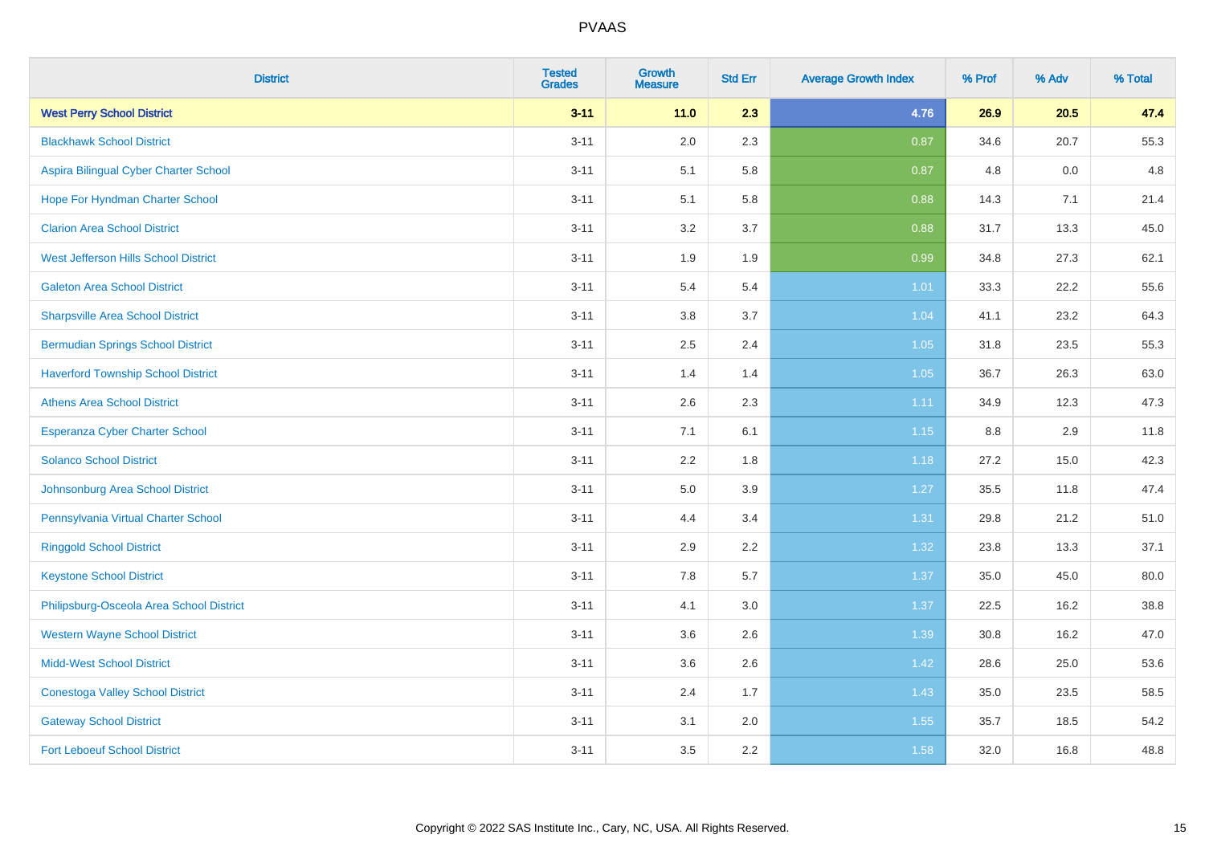| District | Tested Grades | Growth Measure | Std Err | Average Growth Index | % Prof | % Adv | % Total |
|---|---|---|---|---|---|---|---|
| **West Perry School District** | **3-11** | **11.0** | **2.3** | **4.76** | **26.9** | **20.5** | **47.4** |
| Blackhawk School District | 3-11 | 2.0 | 2.3 | 0.87 | 34.6 | 20.7 | 55.3 |
| Aspira Bilingual Cyber Charter School | 3-11 | 5.1 | 5.8 | 0.87 | 4.8 | 0.0 | 4.8 |
| Hope For Hyndman Charter School | 3-11 | 5.1 | 5.8 | 0.88 | 14.3 | 7.1 | 21.4 |
| Clarion Area School District | 3-11 | 3.2 | 3.7 | 0.88 | 31.7 | 13.3 | 45.0 |
| West Jefferson Hills School District | 3-11 | 1.9 | 1.9 | 0.99 | 34.8 | 27.3 | 62.1 |
| Galeton Area School District | 3-11 | 5.4 | 5.4 | 1.01 | 33.3 | 22.2 | 55.6 |
| Sharpsville Area School District | 3-11 | 3.8 | 3.7 | 1.04 | 41.1 | 23.2 | 64.3 |
| Bermudian Springs School District | 3-11 | 2.5 | 2.4 | 1.05 | 31.8 | 23.5 | 55.3 |
| Haverford Township School District | 3-11 | 1.4 | 1.4 | 1.05 | 36.7 | 26.3 | 63.0 |
| Athens Area School District | 3-11 | 2.6 | 2.3 | 1.11 | 34.9 | 12.3 | 47.3 |
| Esperanza Cyber Charter School | 3-11 | 7.1 | 6.1 | 1.15 | 8.8 | 2.9 | 11.8 |
| Solanco School District | 3-11 | 2.2 | 1.8 | 1.18 | 27.2 | 15.0 | 42.3 |
| Johnsonburg Area School District | 3-11 | 5.0 | 3.9 | 1.27 | 35.5 | 11.8 | 47.4 |
| Pennsylvania Virtual Charter School | 3-11 | 4.4 | 3.4 | 1.31 | 29.8 | 21.2 | 51.0 |
| Ringgold School District | 3-11 | 2.9 | 2.2 | 1.32 | 23.8 | 13.3 | 37.1 |
| Keystone School District | 3-11 | 7.8 | 5.7 | 1.37 | 35.0 | 45.0 | 80.0 |
| Philipsburg-Osceola Area School District | 3-11 | 4.1 | 3.0 | 1.37 | 22.5 | 16.2 | 38.8 |
| Western Wayne School District | 3-11 | 3.6 | 2.6 | 1.39 | 30.8 | 16.2 | 47.0 |
| Midd-West School District | 3-11 | 3.6 | 2.6 | 1.42 | 28.6 | 25.0 | 53.6 |
| Conestoga Valley School District | 3-11 | 2.4 | 1.7 | 1.43 | 35.0 | 23.5 | 58.5 |
| Gateway School District | 3-11 | 3.1 | 2.0 | 1.55 | 35.7 | 18.5 | 54.2 |
| Fort Leboeuf School District | 3-11 | 3.5 | 2.2 | 1.58 | 32.0 | 16.8 | 48.8 |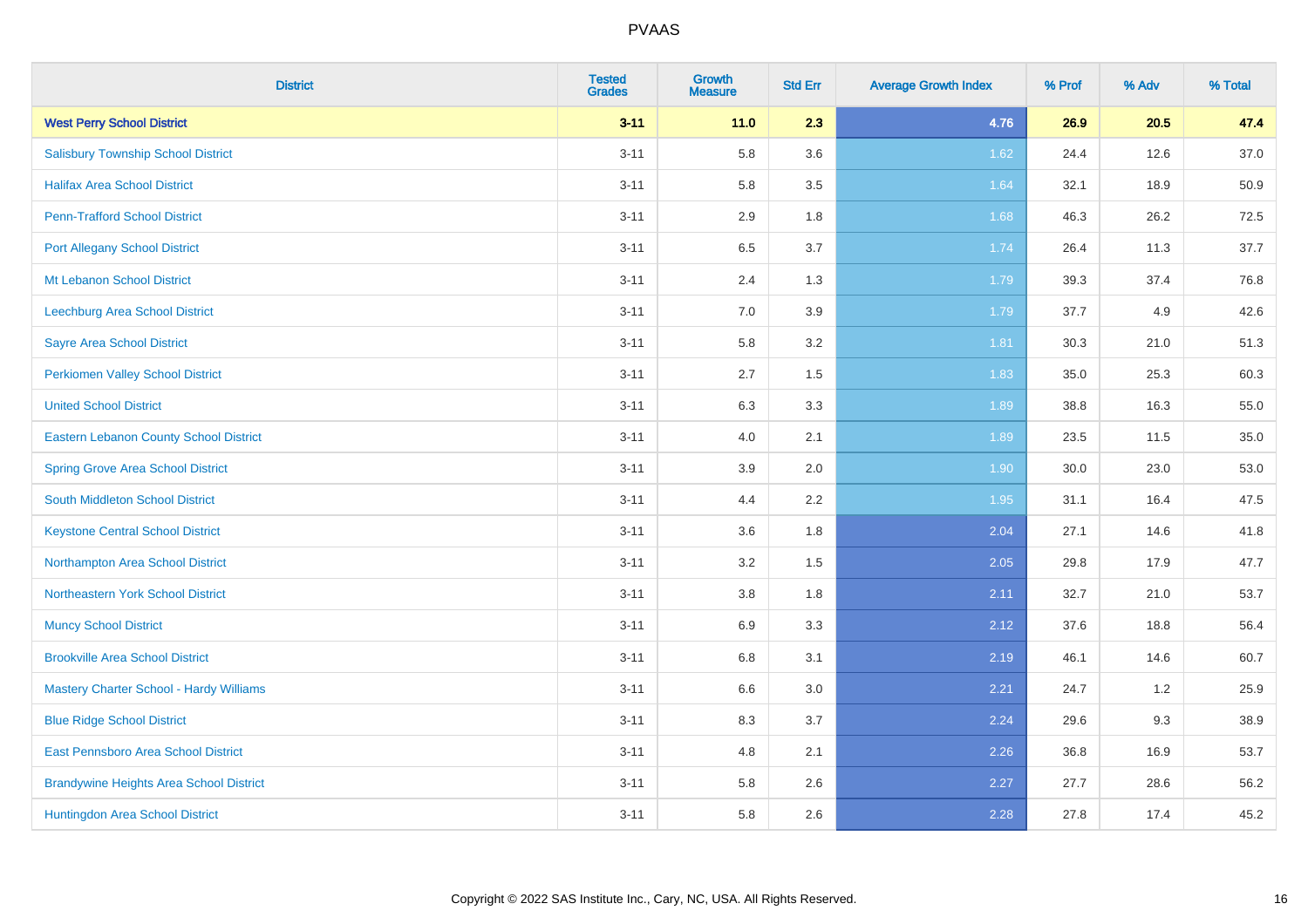| District | Tested Grades | Growth Measure | Std Err | Average Growth Index | % Prof | % Adv | % Total |
|---|---|---|---|---|---|---|---|
| **West Perry School District** | **3-11** | **11.0** | **2.3** | **4.76** | **26.9** | **20.5** | **47.4** |
| Salisbury Township School District | 3-11 | 5.8 | 3.6 | 1.62 | 24.4 | 12.6 | 37.0 |
| Halifax Area School District | 3-11 | 5.8 | 3.5 | 1.64 | 32.1 | 18.9 | 50.9 |
| Penn-Trafford School District | 3-11 | 2.9 | 1.8 | 1.68 | 46.3 | 26.2 | 72.5 |
| Port Allegany School District | 3-11 | 6.5 | 3.7 | 1.74 | 26.4 | 11.3 | 37.7 |
| Mt Lebanon School District | 3-11 | 2.4 | 1.3 | 1.79 | 39.3 | 37.4 | 76.8 |
| Leechburg Area School District | 3-11 | 7.0 | 3.9 | 1.79 | 37.7 | 4.9 | 42.6 |
| Sayre Area School District | 3-11 | 5.8 | 3.2 | 1.81 | 30.3 | 21.0 | 51.3 |
| Perkiomen Valley School District | 3-11 | 2.7 | 1.5 | 1.83 | 35.0 | 25.3 | 60.3 |
| United School District | 3-11 | 6.3 | 3.3 | 1.89 | 38.8 | 16.3 | 55.0 |
| Eastern Lebanon County School District | 3-11 | 4.0 | 2.1 | 1.89 | 23.5 | 11.5 | 35.0 |
| Spring Grove Area School District | 3-11 | 3.9 | 2.0 | 1.90 | 30.0 | 23.0 | 53.0 |
| South Middleton School District | 3-11 | 4.4 | 2.2 | 1.95 | 31.1 | 16.4 | 47.5 |
| Keystone Central School District | 3-11 | 3.6 | 1.8 | 2.04 | 27.1 | 14.6 | 41.8 |
| Northampton Area School District | 3-11 | 3.2 | 1.5 | 2.05 | 29.8 | 17.9 | 47.7 |
| Northeastern York School District | 3-11 | 3.8 | 1.8 | 2.11 | 32.7 | 21.0 | 53.7 |
| Muncy School District | 3-11 | 6.9 | 3.3 | 2.12 | 37.6 | 18.8 | 56.4 |
| Brookville Area School District | 3-11 | 6.8 | 3.1 | 2.19 | 46.1 | 14.6 | 60.7 |
| Mastery Charter School - Hardy Williams | 3-11 | 6.6 | 3.0 | 2.21 | 24.7 | 1.2 | 25.9 |
| Blue Ridge School District | 3-11 | 8.3 | 3.7 | 2.24 | 29.6 | 9.3 | 38.9 |
| East Pennsboro Area School District | 3-11 | 4.8 | 2.1 | 2.26 | 36.8 | 16.9 | 53.7 |
| Brandywine Heights Area School District | 3-11 | 5.8 | 2.6 | 2.27 | 27.7 | 28.6 | 56.2 |
| Huntingdon Area School District | 3-11 | 5.8 | 2.6 | 2.28 | 27.8 | 17.4 | 45.2 |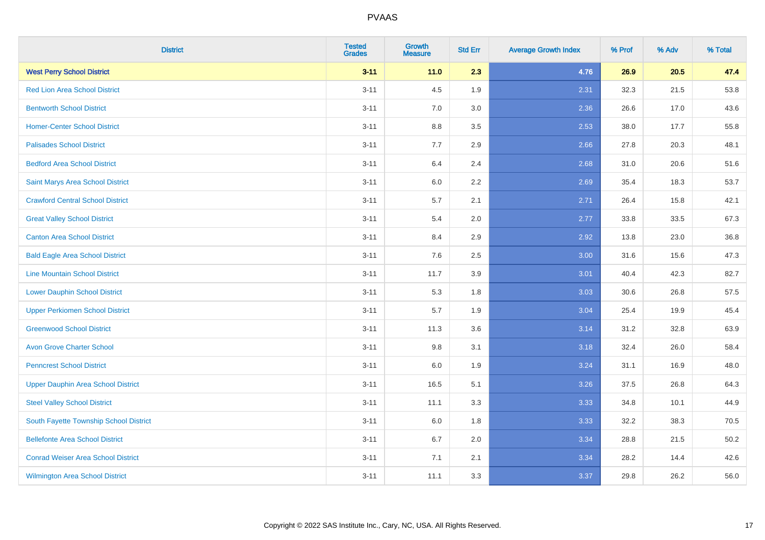| District | Tested Grades | Growth Measure | Std Err | Average Growth Index | % Prof | % Adv | % Total |
|---|---|---|---|---|---|---|---|
| **West Perry School District** | **3-11** | **11.0** | **2.3** | **4.76** | **26.9** | **20.5** | **47.4** |
| Red Lion Area School District | 3-11 | 4.5 | 1.9 | 2.31 | 32.3 | 21.5 | 53.8 |
| Bentworth School District | 3-11 | 7.0 | 3.0 | 2.36 | 26.6 | 17.0 | 43.6 |
| Homer-Center School District | 3-11 | 8.8 | 3.5 | 2.53 | 38.0 | 17.7 | 55.8 |
| Palisades School District | 3-11 | 7.7 | 2.9 | 2.66 | 27.8 | 20.3 | 48.1 |
| Bedford Area School District | 3-11 | 6.4 | 2.4 | 2.68 | 31.0 | 20.6 | 51.6 |
| Saint Marys Area School District | 3-11 | 6.0 | 2.2 | 2.69 | 35.4 | 18.3 | 53.7 |
| Crawford Central School District | 3-11 | 5.7 | 2.1 | 2.71 | 26.4 | 15.8 | 42.1 |
| Great Valley School District | 3-11 | 5.4 | 2.0 | 2.77 | 33.8 | 33.5 | 67.3 |
| Canton Area School District | 3-11 | 8.4 | 2.9 | 2.92 | 13.8 | 23.0 | 36.8 |
| Bald Eagle Area School District | 3-11 | 7.6 | 2.5 | 3.00 | 31.6 | 15.6 | 47.3 |
| Line Mountain School District | 3-11 | 11.7 | 3.9 | 3.01 | 40.4 | 42.3 | 82.7 |
| Lower Dauphin School District | 3-11 | 5.3 | 1.8 | 3.03 | 30.6 | 26.8 | 57.5 |
| Upper Perkiomen School District | 3-11 | 5.7 | 1.9 | 3.04 | 25.4 | 19.9 | 45.4 |
| Greenwood School District | 3-11 | 11.3 | 3.6 | 3.14 | 31.2 | 32.8 | 63.9 |
| Avon Grove Charter School | 3-11 | 9.8 | 3.1 | 3.18 | 32.4 | 26.0 | 58.4 |
| Penncrest School District | 3-11 | 6.0 | 1.9 | 3.24 | 31.1 | 16.9 | 48.0 |
| Upper Dauphin Area School District | 3-11 | 16.5 | 5.1 | 3.26 | 37.5 | 26.8 | 64.3 |
| Steel Valley School District | 3-11 | 11.1 | 3.3 | 3.33 | 34.8 | 10.1 | 44.9 |
| South Fayette Township School District | 3-11 | 6.0 | 1.8 | 3.33 | 32.2 | 38.3 | 70.5 |
| Bellefonte Area School District | 3-11 | 6.7 | 2.0 | 3.34 | 28.8 | 21.5 | 50.2 |
| Conrad Weiser Area School District | 3-11 | 7.1 | 2.1 | 3.34 | 28.2 | 14.4 | 42.6 |
| Wilmington Area School District | 3-11 | 11.1 | 3.3 | 3.37 | 29.8 | 26.2 | 56.0 |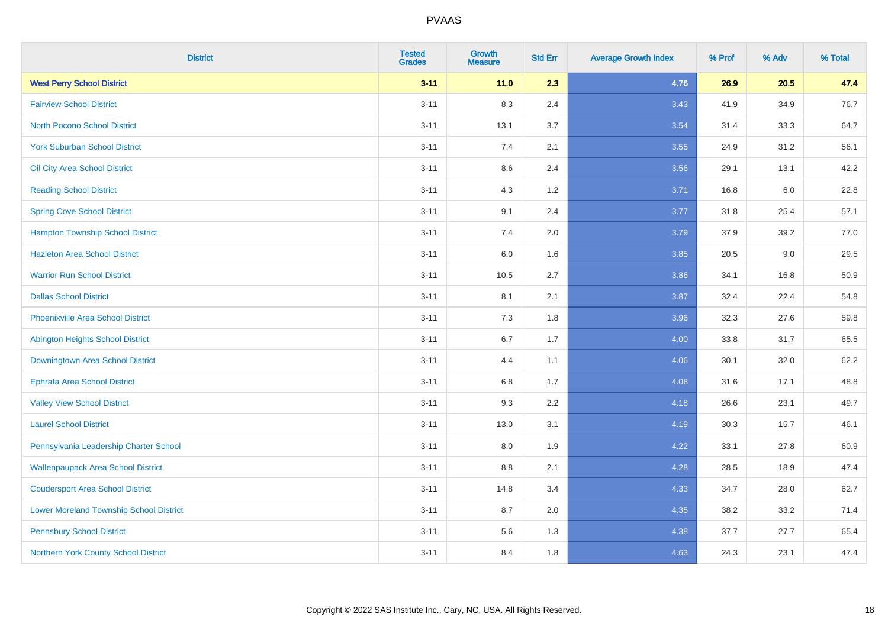| District | Tested Grades | Growth Measure | Std Err | Average Growth Index | % Prof | % Adv | % Total |
|---|---|---|---|---|---|---|---|
| **West Perry School District** | **3-11** | **11.0** | **2.3** | **4.76** | **26.9** | **20.5** | **47.4** |
| Fairview School District | 3-11 | 8.3 | 2.4 | 3.43 | 41.9 | 34.9 | 76.7 |
| North Pocono School District | 3-11 | 13.1 | 3.7 | 3.54 | 31.4 | 33.3 | 64.7 |
| York Suburban School District | 3-11 | 7.4 | 2.1 | 3.55 | 24.9 | 31.2 | 56.1 |
| Oil City Area School District | 3-11 | 8.6 | 2.4 | 3.56 | 29.1 | 13.1 | 42.2 |
| Reading School District | 3-11 | 4.3 | 1.2 | 3.71 | 16.8 | 6.0 | 22.8 |
| Spring Cove School District | 3-11 | 9.1 | 2.4 | 3.77 | 31.8 | 25.4 | 57.1 |
| Hampton Township School District | 3-11 | 7.4 | 2.0 | 3.79 | 37.9 | 39.2 | 77.0 |
| Hazleton Area School District | 3-11 | 6.0 | 1.6 | 3.85 | 20.5 | 9.0 | 29.5 |
| Warrior Run School District | 3-11 | 10.5 | 2.7 | 3.86 | 34.1 | 16.8 | 50.9 |
| Dallas School District | 3-11 | 8.1 | 2.1 | 3.87 | 32.4 | 22.4 | 54.8 |
| Phoenixville Area School District | 3-11 | 7.3 | 1.8 | 3.96 | 32.3 | 27.6 | 59.8 |
| Abington Heights School District | 3-11 | 6.7 | 1.7 | 4.00 | 33.8 | 31.7 | 65.5 |
| Downingtown Area School District | 3-11 | 4.4 | 1.1 | 4.06 | 30.1 | 32.0 | 62.2 |
| Ephrata Area School District | 3-11 | 6.8 | 1.7 | 4.08 | 31.6 | 17.1 | 48.8 |
| Valley View School District | 3-11 | 9.3 | 2.2 | 4.18 | 26.6 | 23.1 | 49.7 |
| Laurel School District | 3-11 | 13.0 | 3.1 | 4.19 | 30.3 | 15.7 | 46.1 |
| Pennsylvania Leadership Charter School | 3-11 | 8.0 | 1.9 | 4.22 | 33.1 | 27.8 | 60.9 |
| Wallenpaupack Area School District | 3-11 | 8.8 | 2.1 | 4.28 | 28.5 | 18.9 | 47.4 |
| Coudersport Area School District | 3-11 | 14.8 | 3.4 | 4.33 | 34.7 | 28.0 | 62.7 |
| Lower Moreland Township School District | 3-11 | 8.7 | 2.0 | 4.35 | 38.2 | 33.2 | 71.4 |
| Pennsbury School District | 3-11 | 5.6 | 1.3 | 4.38 | 37.7 | 27.7 | 65.4 |
| Northern York County School District | 3-11 | 8.4 | 1.8 | 4.63 | 24.3 | 23.1 | 47.4 |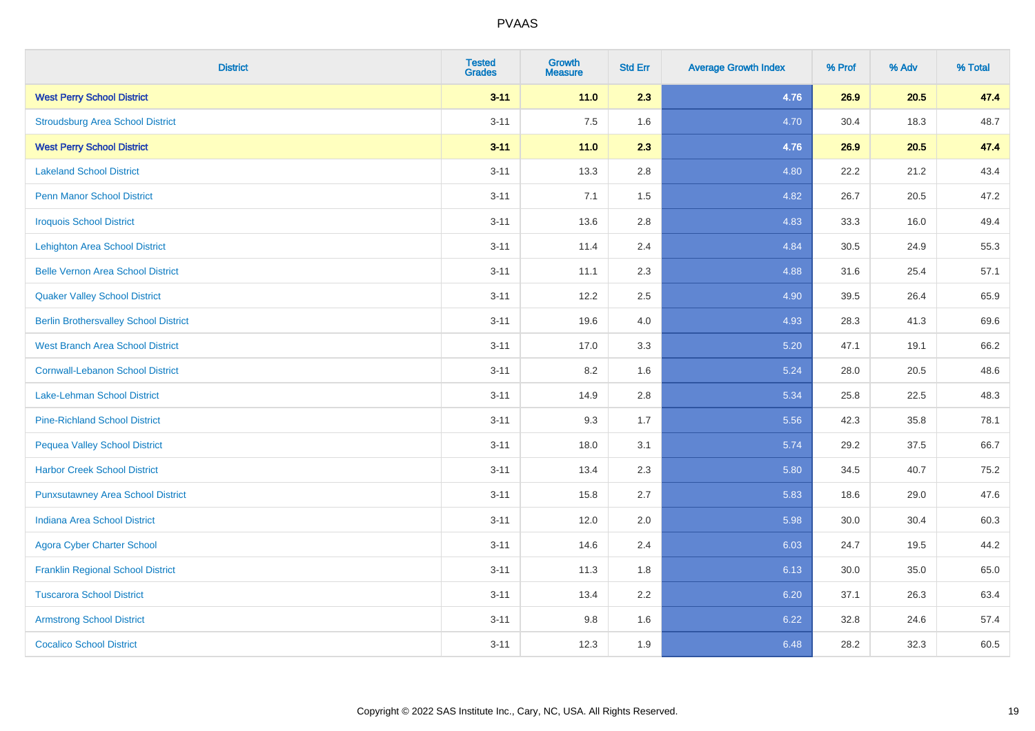| District | Tested Grades | Growth Measure | Std Err | Average Growth Index | % Prof | % Adv | % Total |
|---|---|---|---|---|---|---|---|
| **West Perry School District** | **3-11** | **11.0** | **2.3** | **4.76** | **26.9** | **20.5** | **47.4** |
| Stroudsburg Area School District | 3-11 | 7.5 | 1.6 | 4.70 | 30.4 | 18.3 | 48.7 |
| **West Perry School District** | **3-11** | **11.0** | **2.3** | **4.76** | **26.9** | **20.5** | **47.4** |
| Lakeland School District | 3-11 | 13.3 | 2.8 | 4.80 | 22.2 | 21.2 | 43.4 |
| Penn Manor School District | 3-11 | 7.1 | 1.5 | 4.82 | 26.7 | 20.5 | 47.2 |
| Iroquois School District | 3-11 | 13.6 | 2.8 | 4.83 | 33.3 | 16.0 | 49.4 |
| Lehighton Area School District | 3-11 | 11.4 | 2.4 | 4.84 | 30.5 | 24.9 | 55.3 |
| Belle Vernon Area School District | 3-11 | 11.1 | 2.3 | 4.88 | 31.6 | 25.4 | 57.1 |
| Quaker Valley School District | 3-11 | 12.2 | 2.5 | 4.90 | 39.5 | 26.4 | 65.9 |
| Berlin Brothersvalley School District | 3-11 | 19.6 | 4.0 | 4.93 | 28.3 | 41.3 | 69.6 |
| West Branch Area School District | 3-11 | 17.0 | 3.3 | 5.20 | 47.1 | 19.1 | 66.2 |
| Cornwall-Lebanon School District | 3-11 | 8.2 | 1.6 | 5.24 | 28.0 | 20.5 | 48.6 |
| Lake-Lehman School District | 3-11 | 14.9 | 2.8 | 5.34 | 25.8 | 22.5 | 48.3 |
| Pine-Richland School District | 3-11 | 9.3 | 1.7 | 5.56 | 42.3 | 35.8 | 78.1 |
| Pequea Valley School District | 3-11 | 18.0 | 3.1 | 5.74 | 29.2 | 37.5 | 66.7 |
| Harbor Creek School District | 3-11 | 13.4 | 2.3 | 5.80 | 34.5 | 40.7 | 75.2 |
| Punxsutawney Area School District | 3-11 | 15.8 | 2.7 | 5.83 | 18.6 | 29.0 | 47.6 |
| Indiana Area School District | 3-11 | 12.0 | 2.0 | 5.98 | 30.0 | 30.4 | 60.3 |
| Agora Cyber Charter School | 3-11 | 14.6 | 2.4 | 6.03 | 24.7 | 19.5 | 44.2 |
| Franklin Regional School District | 3-11 | 11.3 | 1.8 | 6.13 | 30.0 | 35.0 | 65.0 |
| Tuscarora School District | 3-11 | 13.4 | 2.2 | 6.20 | 37.1 | 26.3 | 63.4 |
| Armstrong School District | 3-11 | 9.8 | 1.6 | 6.22 | 32.8 | 24.6 | 57.4 |
| Cocalico School District | 3-11 | 12.3 | 1.9 | 6.48 | 28.2 | 32.3 | 60.5 |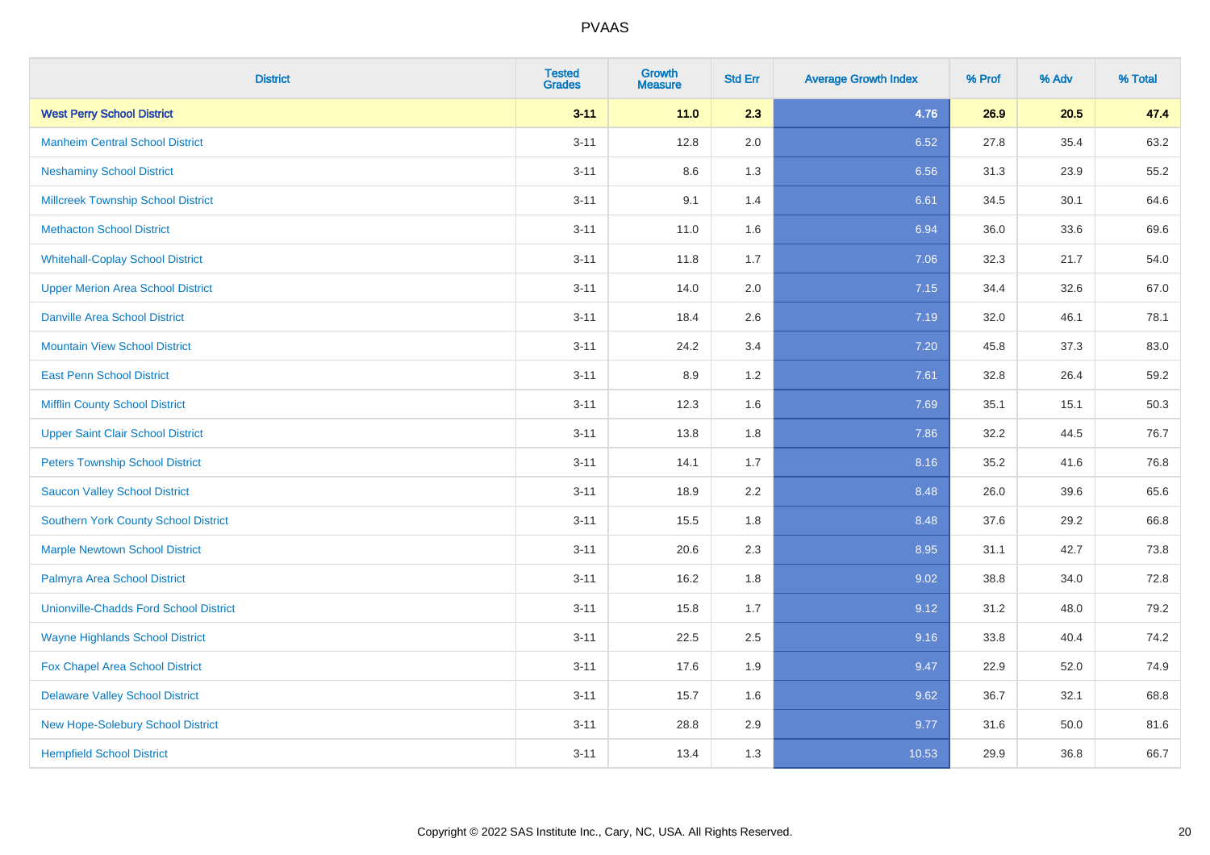# PVAAS

| District | Tested Grades | Growth Measure | Std Err | Average Growth Index | % Prof | % Adv | % Total |
|---|---|---|---|---|---|---|---|
| **West Perry School District** | **3-11** | **11.0** | **2.3** | **4.76** | **26.9** | **20.5** | **47.4** |
| Manheim Central School District | 3-11 | 12.8 | 2.0 | 6.52 | 27.8 | 35.4 | 63.2 |
| Neshaminy School District | 3-11 | 8.6 | 1.3 | 6.56 | 31.3 | 23.9 | 55.2 |
| Millcreek Township School District | 3-11 | 9.1 | 1.4 | 6.61 | 34.5 | 30.1 | 64.6 |
| Methacton School District | 3-11 | 11.0 | 1.6 | 6.94 | 36.0 | 33.6 | 69.6 |
| Whitehall-Coplay School District | 3-11 | 11.8 | 1.7 | 7.06 | 32.3 | 21.7 | 54.0 |
| Upper Merion Area School District | 3-11 | 14.0 | 2.0 | 7.15 | 34.4 | 32.6 | 67.0 |
| Danville Area School District | 3-11 | 18.4 | 2.6 | 7.19 | 32.0 | 46.1 | 78.1 |
| Mountain View School District | 3-11 | 24.2 | 3.4 | 7.20 | 45.8 | 37.3 | 83.0 |
| East Penn School District | 3-11 | 8.9 | 1.2 | 7.61 | 32.8 | 26.4 | 59.2 |
| Mifflin County School District | 3-11 | 12.3 | 1.6 | 7.69 | 35.1 | 15.1 | 50.3 |
| Upper Saint Clair School District | 3-11 | 13.8 | 1.8 | 7.86 | 32.2 | 44.5 | 76.7 |
| Peters Township School District | 3-11 | 14.1 | 1.7 | 8.16 | 35.2 | 41.6 | 76.8 |
| Saucon Valley School District | 3-11 | 18.9 | 2.2 | 8.48 | 26.0 | 39.6 | 65.6 |
| Southern York County School District | 3-11 | 15.5 | 1.8 | 8.48 | 37.6 | 29.2 | 66.8 |
| Marple Newtown School District | 3-11 | 20.6 | 2.3 | 8.95 | 31.1 | 42.7 | 73.8 |
| Palmyra Area School District | 3-11 | 16.2 | 1.8 | 9.02 | 38.8 | 34.0 | 72.8 |
| Unionville-Chadds Ford School District | 3-11 | 15.8 | 1.7 | 9.12 | 31.2 | 48.0 | 79.2 |
| Wayne Highlands School District | 3-11 | 22.5 | 2.5 | 9.16 | 33.8 | 40.4 | 74.2 |
| Fox Chapel Area School District | 3-11 | 17.6 | 1.9 | 9.47 | 22.9 | 52.0 | 74.9 |
| Delaware Valley School District | 3-11 | 15.7 | 1.6 | 9.62 | 36.7 | 32.1 | 68.8 |
| New Hope-Solebury School District | 3-11 | 28.8 | 2.9 | 9.77 | 31.6 | 50.0 | 81.6 |
| Hempfield School District | 3-11 | 13.4 | 1.3 | 10.53 | 29.9 | 36.8 | 66.7 |

Copyright © 2022 SAS Institute Inc., Cary, NC, USA. All Rights Reserved.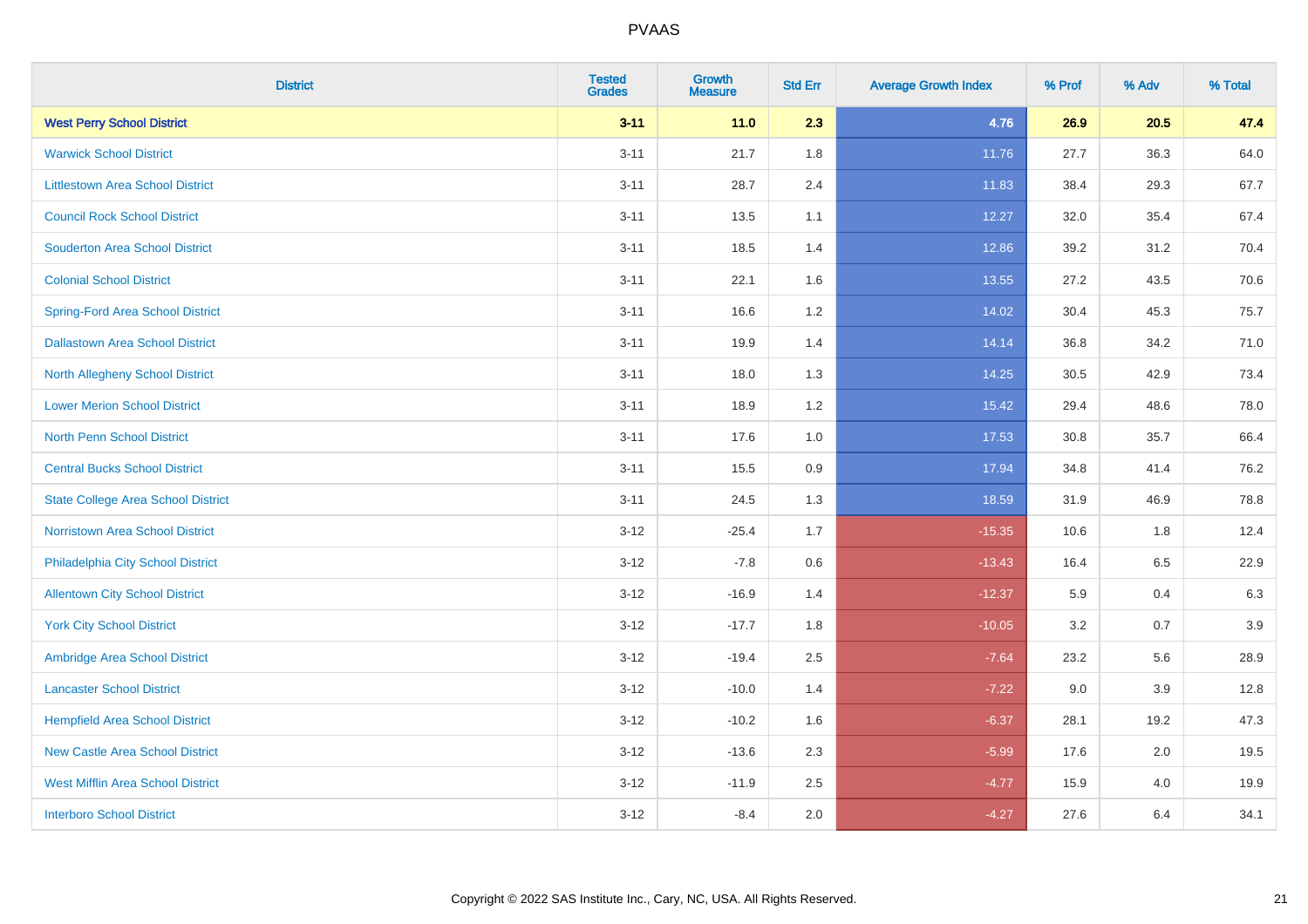| District | Tested Grades | Growth Measure | Std Err | Average Growth Index | % Prof | % Adv | % Total |
|---|---|---|---|---|---|---|---|
| **West Perry School District** | **3-11** | **11.0** | **2.3** | **4.76** | **26.9** | **20.5** | **47.4** |
| Warwick School District | 3-11 | 21.7 | 1.8 | 11.76 | 27.7 | 36.3 | 64.0 |
| Littlestown Area School District | 3-11 | 28.7 | 2.4 | 11.83 | 38.4 | 29.3 | 67.7 |
| Council Rock School District | 3-11 | 13.5 | 1.1 | 12.27 | 32.0 | 35.4 | 67.4 |
| Souderton Area School District | 3-11 | 18.5 | 1.4 | 12.86 | 39.2 | 31.2 | 70.4 |
| Colonial School District | 3-11 | 22.1 | 1.6 | 13.55 | 27.2 | 43.5 | 70.6 |
| Spring-Ford Area School District | 3-11 | 16.6 | 1.2 | 14.02 | 30.4 | 45.3 | 75.7 |
| Dallastown Area School District | 3-11 | 19.9 | 1.4 | 14.14 | 36.8 | 34.2 | 71.0 |
| North Allegheny School District | 3-11 | 18.0 | 1.3 | 14.25 | 30.5 | 42.9 | 73.4 |
| Lower Merion School District | 3-11 | 18.9 | 1.2 | 15.42 | 29.4 | 48.6 | 78.0 |
| North Penn School District | 3-11 | 17.6 | 1.0 | 17.53 | 30.8 | 35.7 | 66.4 |
| Central Bucks School District | 3-11 | 15.5 | 0.9 | 17.94 | 34.8 | 41.4 | 76.2 |
| State College Area School District | 3-11 | 24.5 | 1.3 | 18.59 | 31.9 | 46.9 | 78.8 |
| Norristown Area School District | 3-12 | -25.4 | 1.7 | -15.35 | 10.6 | 1.8 | 12.4 |
| Philadelphia City School District | 3-12 | -7.8 | 0.6 | -13.43 | 16.4 | 6.5 | 22.9 |
| Allentown City School District | 3-12 | -16.9 | 1.4 | -12.37 | 5.9 | 0.4 | 6.3 |
| York City School District | 3-12 | -17.7 | 1.8 | -10.05 | 3.2 | 0.7 | 3.9 |
| Ambridge Area School District | 3-12 | -19.4 | 2.5 | -7.64 | 23.2 | 5.6 | 28.9 |
| Lancaster School District | 3-12 | -10.0 | 1.4 | -7.22 | 9.0 | 3.9 | 12.8 |
| Hempfield Area School District | 3-12 | -10.2 | 1.6 | -6.37 | 28.1 | 19.2 | 47.3 |
| New Castle Area School District | 3-12 | -13.6 | 2.3 | -5.99 | 17.6 | 2.0 | 19.5 |
| West Mifflin Area School District | 3-12 | -11.9 | 2.5 | -4.77 | 15.9 | 4.0 | 19.9 |
| Interboro School District | 3-12 | -8.4 | 2.0 | -4.27 | 27.6 | 6.4 | 34.1 |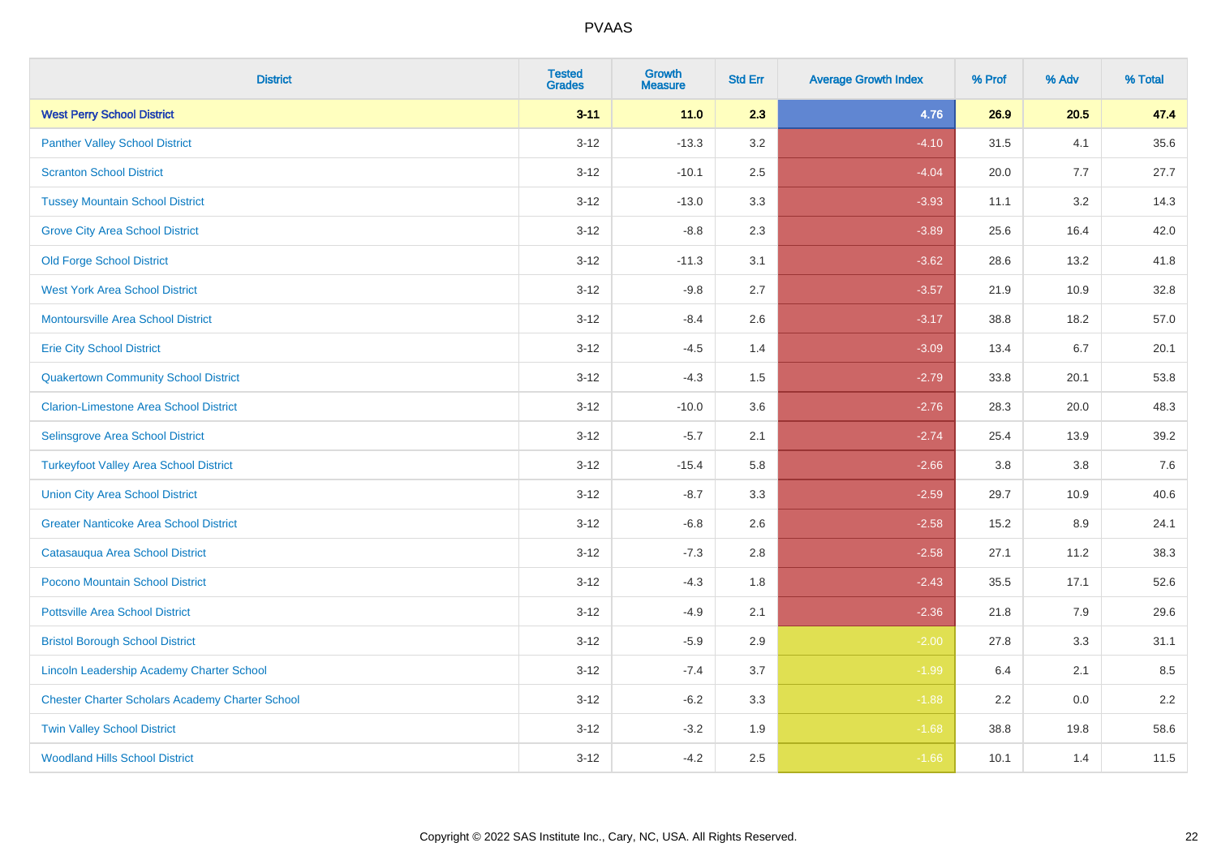| District | Tested Grades | Growth Measure | Std Err | Average Growth Index | % Prof | % Adv | % Total |
|---|---|---|---|---|---|---|---|
| **West Perry School District** | **3-11** | **11.0** | **2.3** | **4.76** | **26.9** | **20.5** | **47.4** |
| Panther Valley School District | 3-12 | -13.3 | 3.2 | -4.10 | 31.5 | 4.1 | 35.6 |
| Scranton School District | 3-12 | -10.1 | 2.5 | -4.04 | 20.0 | 7.7 | 27.7 |
| Tussey Mountain School District | 3-12 | -13.0 | 3.3 | -3.93 | 11.1 | 3.2 | 14.3 |
| Grove City Area School District | 3-12 | -8.8 | 2.3 | -3.89 | 25.6 | 16.4 | 42.0 |
| Old Forge School District | 3-12 | -11.3 | 3.1 | -3.62 | 28.6 | 13.2 | 41.8 |
| West York Area School District | 3-12 | -9.8 | 2.7 | -3.57 | 21.9 | 10.9 | 32.8 |
| Montoursville Area School District | 3-12 | -8.4 | 2.6 | -3.17 | 38.8 | 18.2 | 57.0 |
| Erie City School District | 3-12 | -4.5 | 1.4 | -3.09 | 13.4 | 6.7 | 20.1 |
| Quakertown Community School District | 3-12 | -4.3 | 1.5 | -2.79 | 33.8 | 20.1 | 53.8 |
| Clarion-Limestone Area School District | 3-12 | -10.0 | 3.6 | -2.76 | 28.3 | 20.0 | 48.3 |
| Selinsgrove Area School District | 3-12 | -5.7 | 2.1 | -2.74 | 25.4 | 13.9 | 39.2 |
| Turkeyfoot Valley Area School District | 3-12 | -15.4 | 5.8 | -2.66 | 3.8 | 3.8 | 7.6 |
| Union City Area School District | 3-12 | -8.7 | 3.3 | -2.59 | 29.7 | 10.9 | 40.6 |
| Greater Nanticoke Area School District | 3-12 | -6.8 | 2.6 | -2.58 | 15.2 | 8.9 | 24.1 |
| Catasauqua Area School District | 3-12 | -7.3 | 2.8 | -2.58 | 27.1 | 11.2 | 38.3 |
| Pocono Mountain School District | 3-12 | -4.3 | 1.8 | -2.43 | 35.5 | 17.1 | 52.6 |
| Pottsville Area School District | 3-12 | -4.9 | 2.1 | -2.36 | 21.8 | 7.9 | 29.6 |
| Bristol Borough School District | 3-12 | -5.9 | 2.9 | -2.00 | 27.8 | 3.3 | 31.1 |
| Lincoln Leadership Academy Charter School | 3-12 | -7.4 | 3.7 | -1.99 | 6.4 | 2.1 | 8.5 |
| Chester Charter Scholars Academy Charter School | 3-12 | -6.2 | 3.3 | -1.88 | 2.2 | 0.0 | 2.2 |
| Twin Valley School District | 3-12 | -3.2 | 1.9 | -1.68 | 38.8 | 19.8 | 58.6 |
| Woodland Hills School District | 3-12 | -4.2 | 2.5 | -1.66 | 10.1 | 1.4 | 11.5 |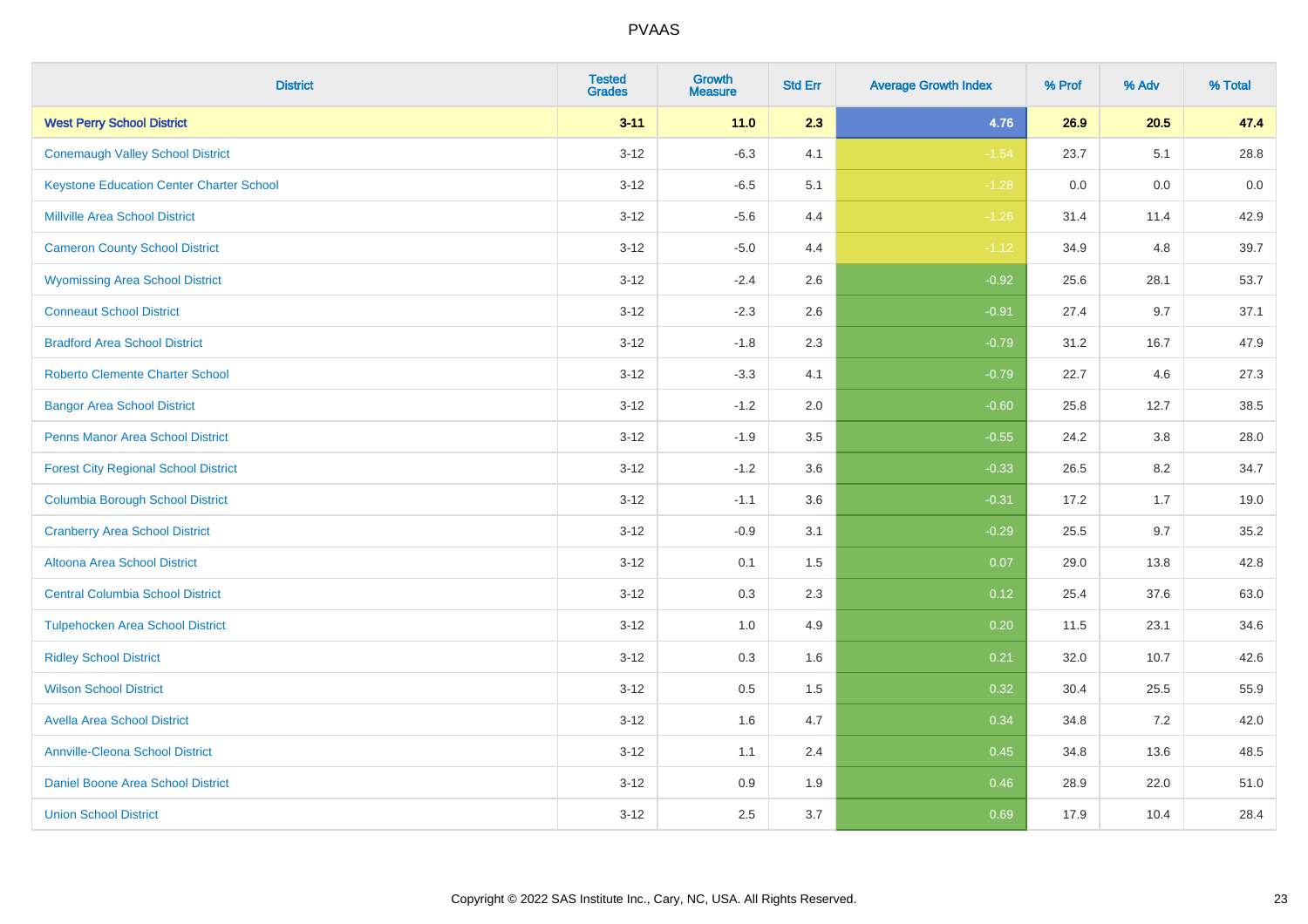| District | Tested Grades | Growth Measure | Std Err | Average Growth Index | % Prof | % Adv | % Total |
|---|---|---|---|---|---|---|---|
| **West Perry School District** | **3-11** | **11.0** | **2.3** | **4.76** | **26.9** | **20.5** | **47.4** |
| Conemaugh Valley School District | 3-12 | -6.3 | 4.1 | -1.54 | 23.7 | 5.1 | 28.8 |
| Keystone Education Center Charter School | 3-12 | -6.5 | 5.1 | -1.28 | 0.0 | 0.0 | 0.0 |
| Millville Area School District | 3-12 | -5.6 | 4.4 | -1.26 | 31.4 | 11.4 | 42.9 |
| Cameron County School District | 3-12 | -5.0 | 4.4 | -1.12 | 34.9 | 4.8 | 39.7 |
| Wyomissing Area School District | 3-12 | -2.4 | 2.6 | -0.92 | 25.6 | 28.1 | 53.7 |
| Conneaut School District | 3-12 | -2.3 | 2.6 | -0.91 | 27.4 | 9.7 | 37.1 |
| Bradford Area School District | 3-12 | -1.8 | 2.3 | -0.79 | 31.2 | 16.7 | 47.9 |
| Roberto Clemente Charter School | 3-12 | -3.3 | 4.1 | -0.79 | 22.7 | 4.6 | 27.3 |
| Bangor Area School District | 3-12 | -1.2 | 2.0 | -0.60 | 25.8 | 12.7 | 38.5 |
| Penns Manor Area School District | 3-12 | -1.9 | 3.5 | -0.55 | 24.2 | 3.8 | 28.0 |
| Forest City Regional School District | 3-12 | -1.2 | 3.6 | -0.33 | 26.5 | 8.2 | 34.7 |
| Columbia Borough School District | 3-12 | -1.1 | 3.6 | -0.31 | 17.2 | 1.7 | 19.0 |
| Cranberry Area School District | 3-12 | -0.9 | 3.1 | -0.29 | 25.5 | 9.7 | 35.2 |
| Altoona Area School District | 3-12 | 0.1 | 1.5 | 0.07 | 29.0 | 13.8 | 42.8 |
| Central Columbia School District | 3-12 | 0.3 | 2.3 | 0.12 | 25.4 | 37.6 | 63.0 |
| Tulpehocken Area School District | 3-12 | 1.0 | 4.9 | 0.20 | 11.5 | 23.1 | 34.6 |
| Ridley School District | 3-12 | 0.3 | 1.6 | 0.21 | 32.0 | 10.7 | 42.6 |
| Wilson School District | 3-12 | 0.5 | 1.5 | 0.32 | 30.4 | 25.5 | 55.9 |
| Avella Area School District | 3-12 | 1.6 | 4.7 | 0.34 | 34.8 | 7.2 | 42.0 |
| Annville-Cleona School District | 3-12 | 1.1 | 2.4 | 0.45 | 34.8 | 13.6 | 48.5 |
| Daniel Boone Area School District | 3-12 | 0.9 | 1.9 | 0.46 | 28.9 | 22.0 | 51.0 |
| Union School District | 3-12 | 2.5 | 3.7 | 0.69 | 17.9 | 10.4 | 28.4 |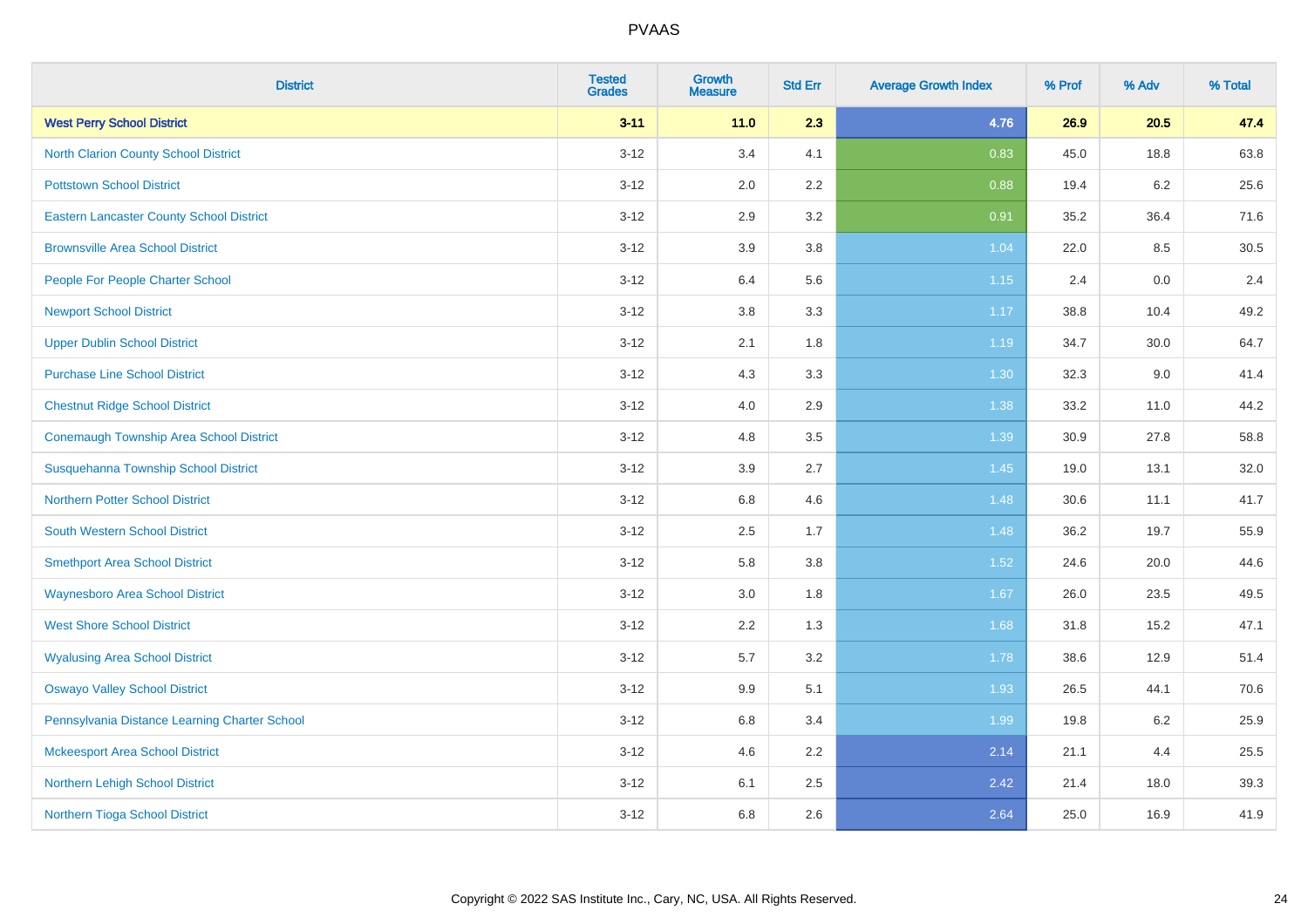# PVAAS

| District | Tested Grades | Growth Measure | Std Err | Average Growth Index | % Prof | % Adv | % Total |
|---|---|---|---|---|---|---|---|
| **West Perry School District** | **3-11** | **11.0** | **2.3** | **4.76** | **26.9** | **20.5** | **47.4** |
| North Clarion County School District | 3-12 | 3.4 | 4.1 | 0.83 | 45.0 | 18.8 | 63.8 |
| Pottstown School District | 3-12 | 2.0 | 2.2 | 0.88 | 19.4 | 6.2 | 25.6 |
| Eastern Lancaster County School District | 3-12 | 2.9 | 3.2 | 0.91 | 35.2 | 36.4 | 71.6 |
| Brownsville Area School District | 3-12 | 3.9 | 3.8 | 1.04 | 22.0 | 8.5 | 30.5 |
| People For People Charter School | 3-12 | 6.4 | 5.6 | 1.15 | 2.4 | 0.0 | 2.4 |
| Newport School District | 3-12 | 3.8 | 3.3 | 1.17 | 38.8 | 10.4 | 49.2 |
| Upper Dublin School District | 3-12 | 2.1 | 1.8 | 1.19 | 34.7 | 30.0 | 64.7 |
| Purchase Line School District | 3-12 | 4.3 | 3.3 | 1.30 | 32.3 | 9.0 | 41.4 |
| Chestnut Ridge School District | 3-12 | 4.0 | 2.9 | 1.38 | 33.2 | 11.0 | 44.2 |
| Conemaugh Township Area School District | 3-12 | 4.8 | 3.5 | 1.39 | 30.9 | 27.8 | 58.8 |
| Susquehanna Township School District | 3-12 | 3.9 | 2.7 | 1.45 | 19.0 | 13.1 | 32.0 |
| Northern Potter School District | 3-12 | 6.8 | 4.6 | 1.48 | 30.6 | 11.1 | 41.7 |
| South Western School District | 3-12 | 2.5 | 1.7 | 1.48 | 36.2 | 19.7 | 55.9 |
| Smethport Area School District | 3-12 | 5.8 | 3.8 | 1.52 | 24.6 | 20.0 | 44.6 |
| Waynesboro Area School District | 3-12 | 3.0 | 1.8 | 1.67 | 26.0 | 23.5 | 49.5 |
| West Shore School District | 3-12 | 2.2 | 1.3 | 1.68 | 31.8 | 15.2 | 47.1 |
| Wyalusing Area School District | 3-12 | 5.7 | 3.2 | 1.78 | 38.6 | 12.9 | 51.4 |
| Oswayo Valley School District | 3-12 | 9.9 | 5.1 | 1.93 | 26.5 | 44.1 | 70.6 |
| Pennsylvania Distance Learning Charter School | 3-12 | 6.8 | 3.4 | 1.99 | 19.8 | 6.2 | 25.9 |
| Mckeesport Area School District | 3-12 | 4.6 | 2.2 | 2.14 | 21.1 | 4.4 | 25.5 |
| Northern Lehigh School District | 3-12 | 6.1 | 2.5 | 2.42 | 21.4 | 18.0 | 39.3 |
| Northern Tioga School District | 3-12 | 6.8 | 2.6 | 2.64 | 25.0 | 16.9 | 41.9 |

Copyright © 2022 SAS Institute Inc., Cary, NC, USA. All Rights Reserved.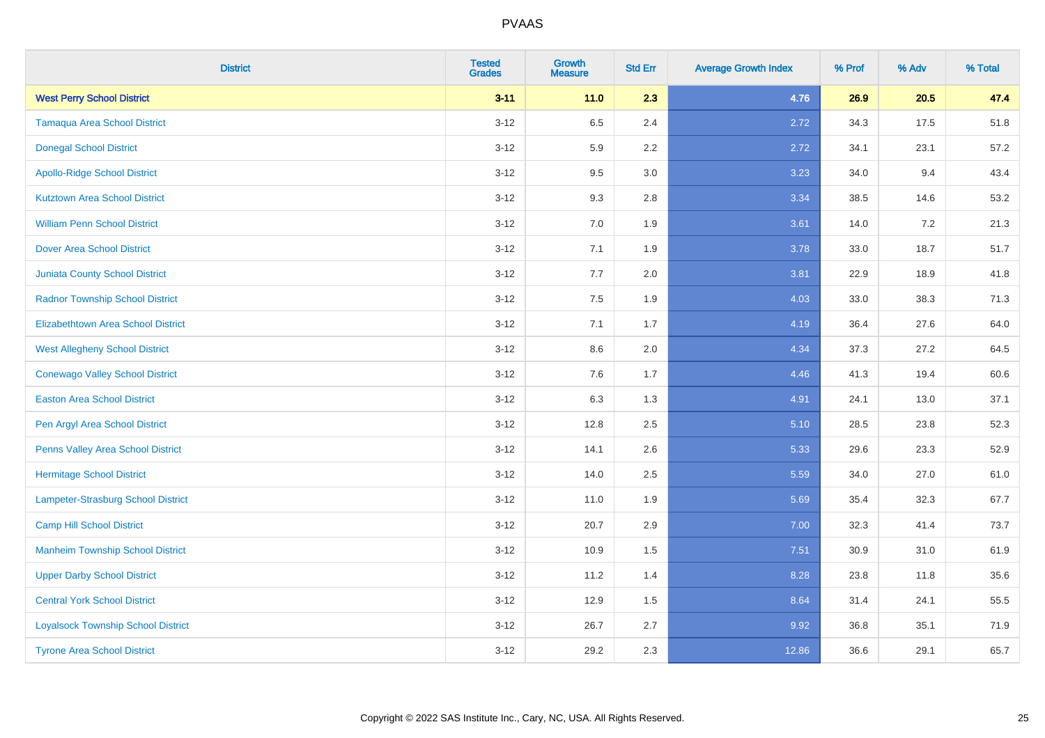| District | Tested Grades | Growth Measure | Std Err | Average Growth Index | % Prof | % Adv | % Total |
|---|---|---|---|---|---|---|---|
| **West Perry School District** | **3-11** | **11.0** | **2.3** | **4.76** | **26.9** | **20.5** | **47.4** |
| Tamaqua Area School District | 3-12 | 6.5 | 2.4 | 2.72 | 34.3 | 17.5 | 51.8 |
| Donegal School District | 3-12 | 5.9 | 2.2 | 2.72 | 34.1 | 23.1 | 57.2 |
| Apollo-Ridge School District | 3-12 | 9.5 | 3.0 | 3.23 | 34.0 | 9.4 | 43.4 |
| Kutztown Area School District | 3-12 | 9.3 | 2.8 | 3.34 | 38.5 | 14.6 | 53.2 |
| William Penn School District | 3-12 | 7.0 | 1.9 | 3.61 | 14.0 | 7.2 | 21.3 |
| Dover Area School District | 3-12 | 7.1 | 1.9 | 3.78 | 33.0 | 18.7 | 51.7 |
| Juniata County School District | 3-12 | 7.7 | 2.0 | 3.81 | 22.9 | 18.9 | 41.8 |
| Radnor Township School District | 3-12 | 7.5 | 1.9 | 4.03 | 33.0 | 38.3 | 71.3 |
| Elizabethtown Area School District | 3-12 | 7.1 | 1.7 | 4.19 | 36.4 | 27.6 | 64.0 |
| West Allegheny School District | 3-12 | 8.6 | 2.0 | 4.34 | 37.3 | 27.2 | 64.5 |
| Conewago Valley School District | 3-12 | 7.6 | 1.7 | 4.46 | 41.3 | 19.4 | 60.6 |
| Easton Area School District | 3-12 | 6.3 | 1.3 | 4.91 | 24.1 | 13.0 | 37.1 |
| Pen Argyl Area School District | 3-12 | 12.8 | 2.5 | 5.10 | 28.5 | 23.8 | 52.3 |
| Penns Valley Area School District | 3-12 | 14.1 | 2.6 | 5.33 | 29.6 | 23.3 | 52.9 |
| Hermitage School District | 3-12 | 14.0 | 2.5 | 5.59 | 34.0 | 27.0 | 61.0 |
| Lampeter-Strasburg School District | 3-12 | 11.0 | 1.9 | 5.69 | 35.4 | 32.3 | 67.7 |
| Camp Hill School District | 3-12 | 20.7 | 2.9 | 7.00 | 32.3 | 41.4 | 73.7 |
| Manheim Township School District | 3-12 | 10.9 | 1.5 | 7.51 | 30.9 | 31.0 | 61.9 |
| Upper Darby School District | 3-12 | 11.2 | 1.4 | 8.28 | 23.8 | 11.8 | 35.6 |
| Central York School District | 3-12 | 12.9 | 1.5 | 8.64 | 31.4 | 24.1 | 55.5 |
| Loyalsock Township School District | 3-12 | 26.7 | 2.7 | 9.92 | 36.8 | 35.1 | 71.9 |
| Tyrone Area School District | 3-12 | 29.2 | 2.3 | 12.86 | 36.6 | 29.1 | 65.7 |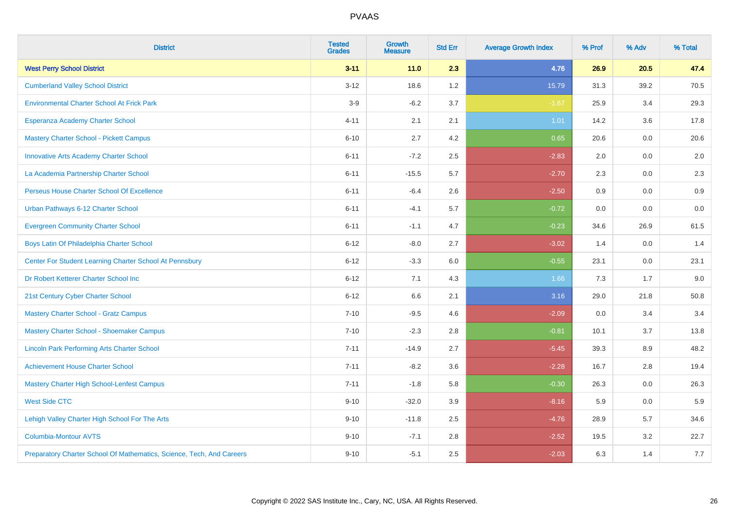| District | Tested Grades | Growth Measure | Std Err | Average Growth Index | % Prof | % Adv | % Total |
|---|---|---|---|---|---|---|---|
| **West Perry School District** | **3-11** | **11.0** | **2.3** | **4.76** | **26.9** | **20.5** | **47.4** |
| Cumberland Valley School District | 3-12 | 18.6 | 1.2 | 15.79 | 31.3 | 39.2 | 70.5 |
| Environmental Charter School At Frick Park | 3-9 | -6.2 | 3.7 | -1.67 | 25.9 | 3.4 | 29.3 |
| Esperanza Academy Charter School | 4-11 | 2.1 | 2.1 | 1.01 | 14.2 | 3.6 | 17.8 |
| Mastery Charter School - Pickett Campus | 6-10 | 2.7 | 4.2 | 0.65 | 20.6 | 0.0 | 20.6 |
| Innovative Arts Academy Charter School | 6-11 | -7.2 | 2.5 | -2.83 | 2.0 | 0.0 | 2.0 |
| La Academia Partnership Charter School | 6-11 | -15.5 | 5.7 | -2.70 | 2.3 | 0.0 | 2.3 |
| Perseus House Charter School Of Excellence | 6-11 | -6.4 | 2.6 | -2.50 | 0.9 | 0.0 | 0.9 |
| Urban Pathways 6-12 Charter School | 6-11 | -4.1 | 5.7 | -0.72 | 0.0 | 0.0 | 0.0 |
| Evergreen Community Charter School | 6-11 | -1.1 | 4.7 | -0.23 | 34.6 | 26.9 | 61.5 |
| Boys Latin Of Philadelphia Charter School | 6-12 | -8.0 | 2.7 | -3.02 | 1.4 | 0.0 | 1.4 |
| Center For Student Learning Charter School At Pennsbury | 6-12 | -3.3 | 6.0 | -0.55 | 23.1 | 0.0 | 23.1 |
| Dr Robert Ketterer Charter School Inc | 6-12 | 7.1 | 4.3 | 1.66 | 7.3 | 1.7 | 9.0 |
| 21st Century Cyber Charter School | 6-12 | 6.6 | 2.1 | 3.16 | 29.0 | 21.8 | 50.8 |
| Mastery Charter School - Gratz Campus | 7-10 | -9.5 | 4.6 | -2.09 | 0.0 | 3.4 | 3.4 |
| Mastery Charter School - Shoemaker Campus | 7-10 | -2.3 | 2.8 | -0.81 | 10.1 | 3.7 | 13.8 |
| Lincoln Park Performing Arts Charter School | 7-11 | -14.9 | 2.7 | -5.45 | 39.3 | 8.9 | 48.2 |
| Achievement House Charter School | 7-11 | -8.2 | 3.6 | -2.28 | 16.7 | 2.8 | 19.4 |
| Mastery Charter High School-Lenfest Campus | 7-11 | -1.8 | 5.8 | -0.30 | 26.3 | 0.0 | 26.3 |
| West Side CTC | 9-10 | -32.0 | 3.9 | -8.16 | 5.9 | 0.0 | 5.9 |
| Lehigh Valley Charter High School For The Arts | 9-10 | -11.8 | 2.5 | -4.76 | 28.9 | 5.7 | 34.6 |
| Columbia-Montour AVTS | 9-10 | -7.1 | 2.8 | -2.52 | 19.5 | 3.2 | 22.7 |
| Preparatory Charter School Of Mathematics, Science, Tech, And Careers | 9-10 | -5.1 | 2.5 | -2.03 | 6.3 | 1.4 | 7.7 |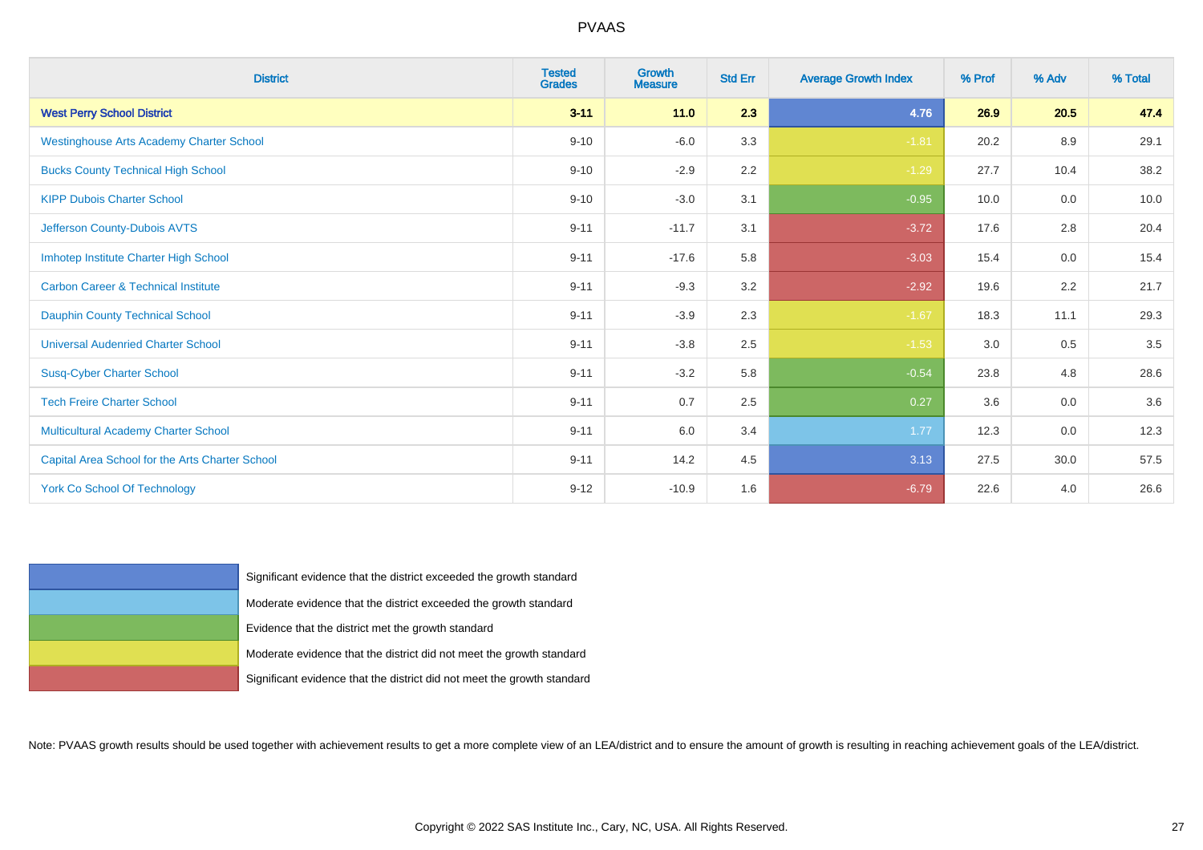PVAAS

| District | Tested Grades | Growth Measure | Std Err | Average Growth Index | % Prof | % Adv | % Total |
|---|---|---|---|---|---|---|---|
| **West Perry School District** | **3-11** | **11.0** | **2.3** | **4.76** | **26.9** | **20.5** | **47.4** |
| Westinghouse Arts Academy Charter School | 9-10 | -6.0 | 3.3 | -1.81 | 20.2 | 8.9 | 29.1 |
| Bucks County Technical High School | 9-10 | -2.9 | 2.2 | -1.29 | 27.7 | 10.4 | 38.2 |
| KIPP Dubois Charter School | 9-10 | -3.0 | 3.1 | -0.95 | 10.0 | 0.0 | 10.0 |
| Jefferson County-Dubois AVTS | 9-11 | -11.7 | 3.1 | -3.72 | 17.6 | 2.8 | 20.4 |
| Imhotep Institute Charter High School | 9-11 | -17.6 | 5.8 | -3.03 | 15.4 | 0.0 | 15.4 |
| Carbon Career & Technical Institute | 9-11 | -9.3 | 3.2 | -2.92 | 19.6 | 2.2 | 21.7 |
| Dauphin County Technical School | 9-11 | -3.9 | 2.3 | -1.67 | 18.3 | 11.1 | 29.3 |
| Universal Audenried Charter School | 9-11 | -3.8 | 2.5 | -1.53 | 3.0 | 0.5 | 3.5 |
| Susq-Cyber Charter School | 9-11 | -3.2 | 5.8 | -0.54 | 23.8 | 4.8 | 28.6 |
| Tech Freire Charter School | 9-11 | 0.7 | 2.5 | 0.27 | 3.6 | 0.0 | 3.6 |
| Multicultural Academy Charter School | 9-11 | 6.0 | 3.4 | 1.77 | 12.3 | 0.0 | 12.3 |
| Capital Area School for the Arts Charter School | 9-11 | 14.2 | 4.5 | 3.13 | 27.5 | 30.0 | 57.5 |
| York Co School Of Technology | 9-12 | -10.9 | 1.6 | -6.79 | 22.6 | 4.0 | 26.6 |

Significant evidence that the district exceeded the growth standard

Moderate evidence that the district exceeded the growth standard

Evidence that the district met the growth standard

Moderate evidence that the district did not meet the growth standard

Significant evidence that the district did not meet the growth standard

Note: PVAAS growth results should be used together with achievement results to get a more complete view of an LEA/district and to ensure the amount of growth is resulting in reaching achievement goals of the LEA/district.

Copyright © 2022 SAS Institute Inc., Cary, NC, USA. All Rights Reserved.